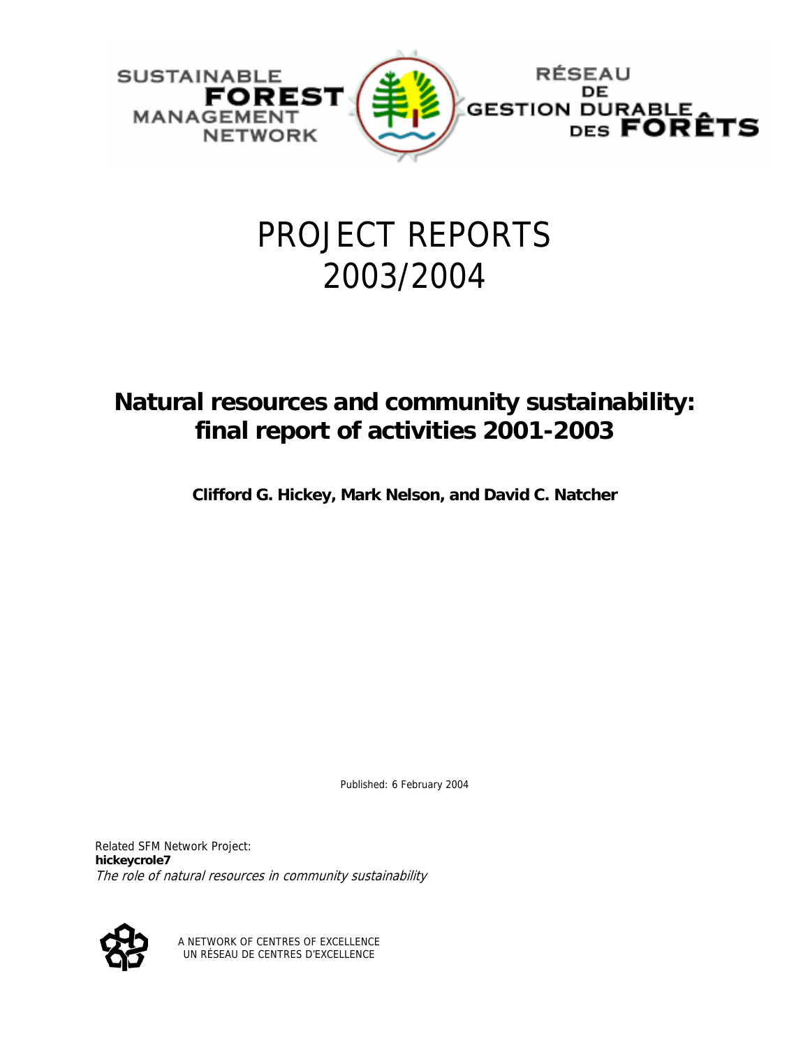SUSTAINABLE FOREST MANAGEMENT NETWORK

RÉSEAU DE GESTION DURABLE DES FORÊTS

# PROJECT REPORTS 2003/2004

## Natural resources and community sustainability: final report of activities 2001-2003

**Clifford G. Hickey, Mark Nelson, and David C. Natcher**

Published: 6 February 2004

Related SFM Network Project:
**hickeycrole7**
*The role of natural resources in community sustainability*

A NETWORK OF CENTRES OF EXCELLENCE
UN RÉSEAU DE CENTRES D'EXCELLENCE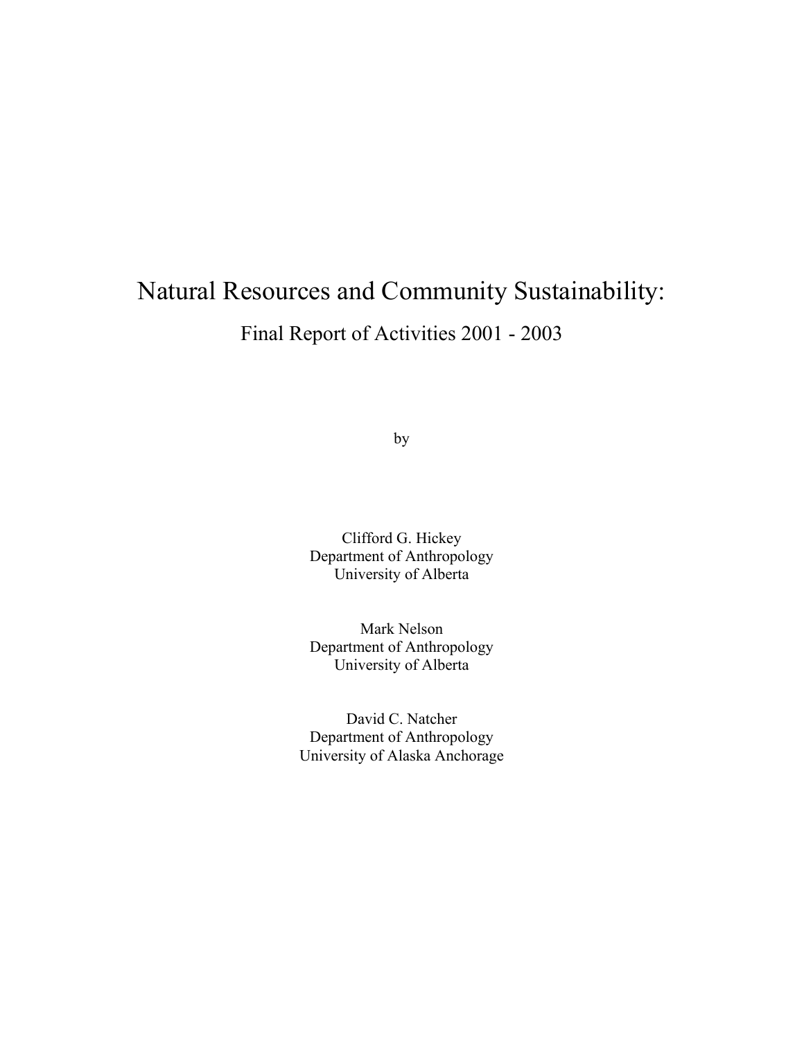# Natural Resources and Community Sustainability:

## Final Report of Activities 2001 - 2003

by

Clifford G. Hickey
Department of Anthropology
University of Alberta

Mark Nelson
Department of Anthropology
University of Alberta

David C. Natcher
Department of Anthropology
University of Alaska Anchorage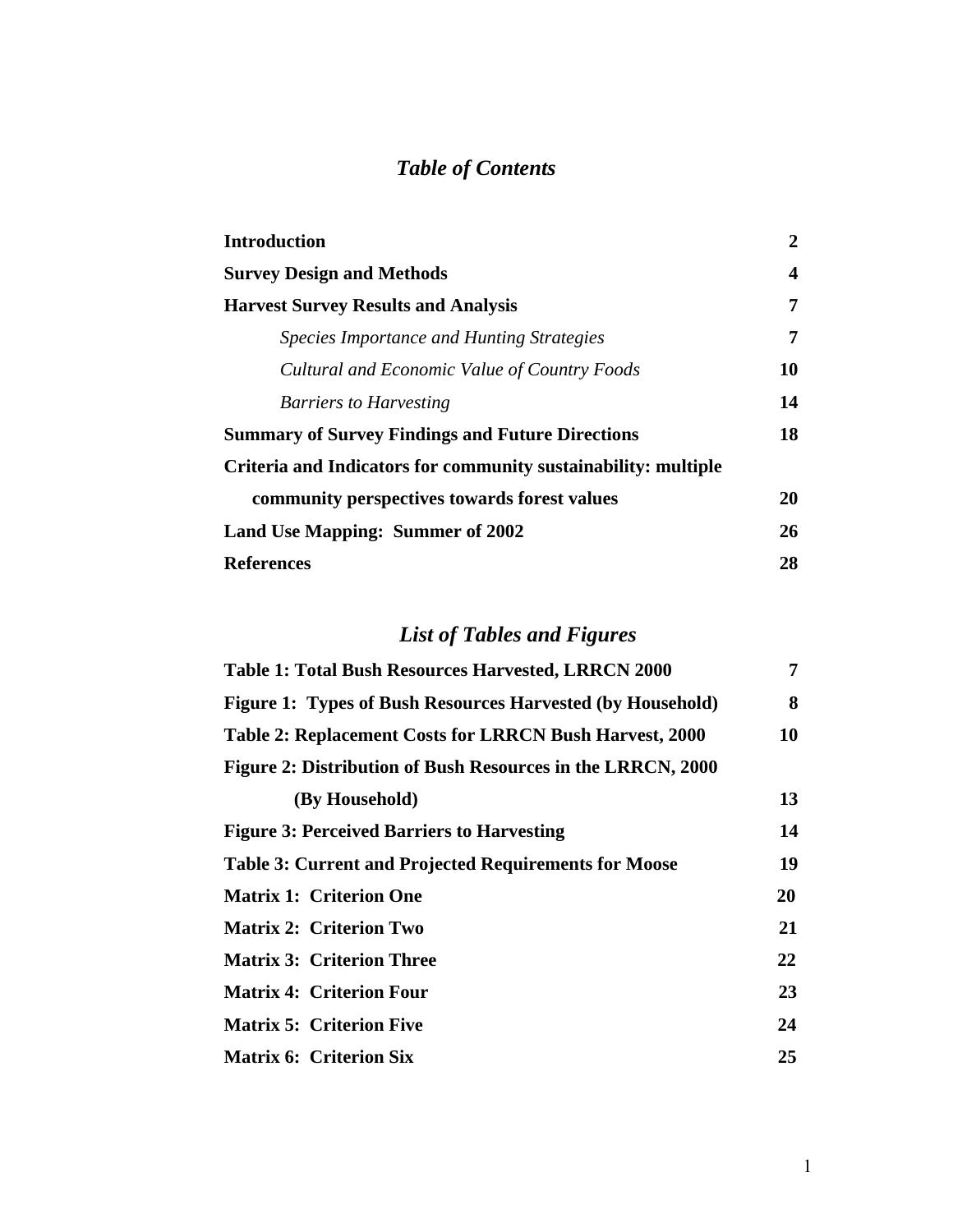# *Table of Contents*

| | |
|---|---|
| **Introduction** | **2** |
| **Survey Design and Methods** | **4** |
| **Harvest Survey Results and Analysis** | **7** |
| *Species Importance and Hunting Strategies* | **7** |
| *Cultural and Economic Value of Country Foods* | **10** |
| *Barriers to Harvesting* | **14** |
| **Summary of Survey Findings and Future Directions** | **18** |
| **Criteria and Indicators for community sustainability: multiple community perspectives towards forest values** | **20** |
| **Land Use Mapping: Summer of 2002** | **26** |
| **References** | **28** |

# *List of Tables and Figures*

| | |
|---|---|
| **Table 1: Total Bush Resources Harvested, LRRCN 2000** | **7** |
| **Figure 1: Types of Bush Resources Harvested (by Household)** | **8** |
| **Table 2: Replacement Costs for LRRCN Bush Harvest, 2000** | **10** |
| **Figure 2: Distribution of Bush Resources in the LRRCN, 2000 (By Household)** | **13** |
| **Figure 3: Perceived Barriers to Harvesting** | **14** |
| **Table 3: Current and Projected Requirements for Moose** | **19** |
| **Matrix 1: Criterion One** | **20** |
| **Matrix 2: Criterion Two** | **21** |
| **Matrix 3: Criterion Three** | **22** |
| **Matrix 4: Criterion Four** | **23** |
| **Matrix 5: Criterion Five** | **24** |
| **Matrix 6: Criterion Six** | **25** |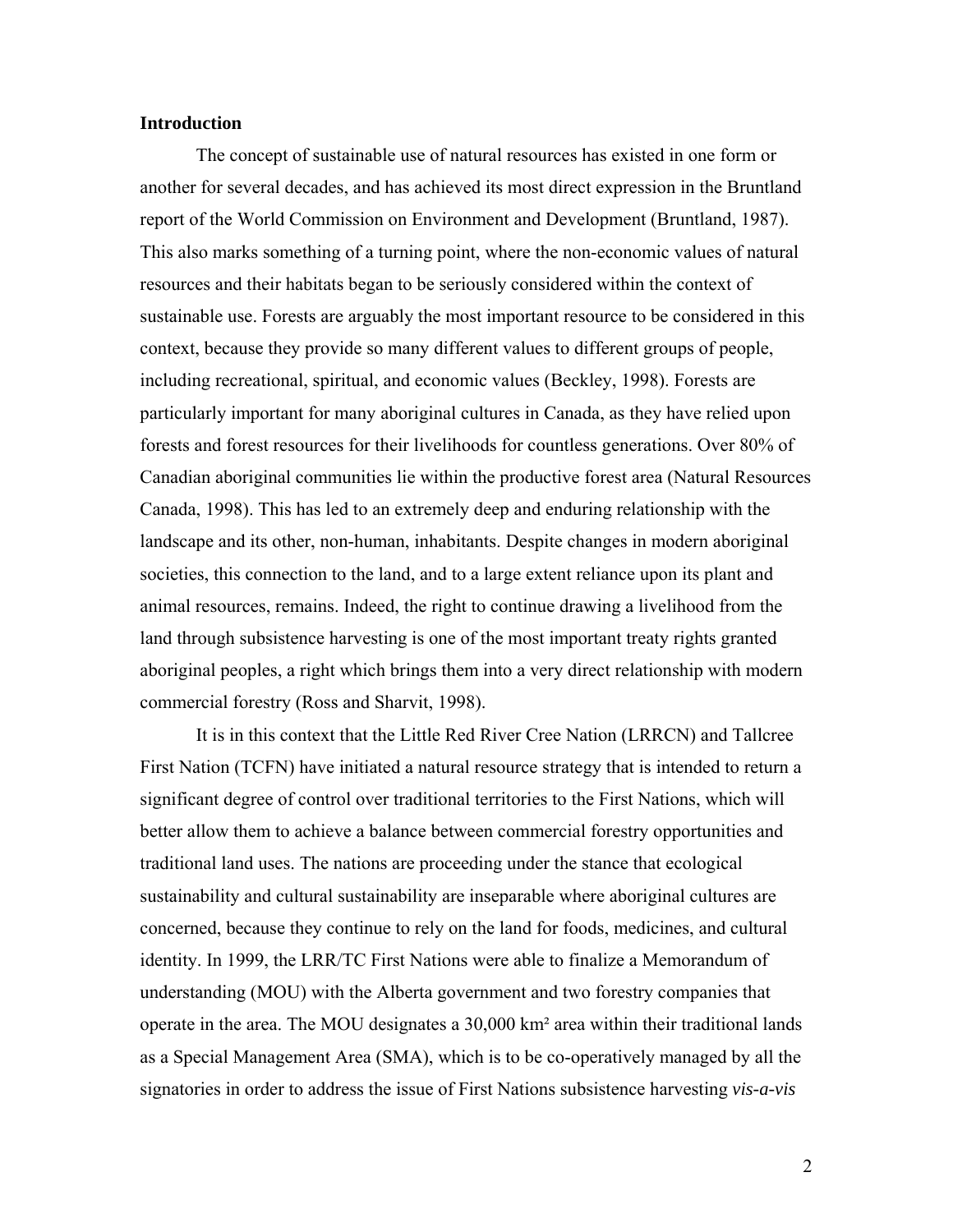**Introduction**

The concept of sustainable use of natural resources has existed in one form or another for several decades, and has achieved its most direct expression in the Bruntland report of the World Commission on Environment and Development (Bruntland, 1987). This also marks something of a turning point, where the non-economic values of natural resources and their habitats began to be seriously considered within the context of sustainable use. Forests are arguably the most important resource to be considered in this context, because they provide so many different values to different groups of people, including recreational, spiritual, and economic values (Beckley, 1998). Forests are particularly important for many aboriginal cultures in Canada, as they have relied upon forests and forest resources for their livelihoods for countless generations. Over 80% of Canadian aboriginal communities lie within the productive forest area (Natural Resources Canada, 1998). This has led to an extremely deep and enduring relationship with the landscape and its other, non-human, inhabitants. Despite changes in modern aboriginal societies, this connection to the land, and to a large extent reliance upon its plant and animal resources, remains. Indeed, the right to continue drawing a livelihood from the land through subsistence harvesting is one of the most important treaty rights granted aboriginal peoples, a right which brings them into a very direct relationship with modern commercial forestry (Ross and Sharvit, 1998).

It is in this context that the Little Red River Cree Nation (LRRCN) and Tallcree First Nation (TCFN) have initiated a natural resource strategy that is intended to return a significant degree of control over traditional territories to the First Nations, which will better allow them to achieve a balance between commercial forestry opportunities and traditional land uses. The nations are proceeding under the stance that ecological sustainability and cultural sustainability are inseparable where aboriginal cultures are concerned, because they continue to rely on the land for foods, medicines, and cultural identity. In 1999, the LRR/TC First Nations were able to finalize a Memorandum of understanding (MOU) with the Alberta government and two forestry companies that operate in the area. The MOU designates a 30,000 km² area within their traditional lands as a Special Management Area (SMA), which is to be co-operatively managed by all the signatories in order to address the issue of First Nations subsistence harvesting *vis-a-vis*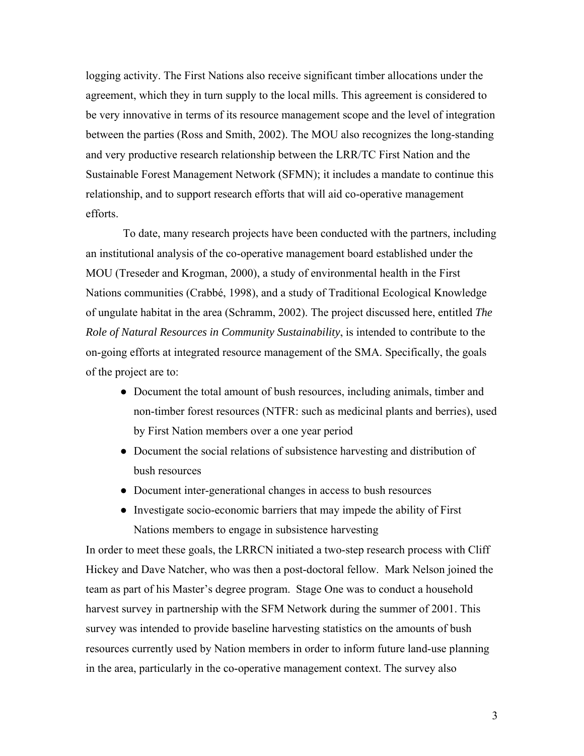logging activity. The First Nations also receive significant timber allocations under the agreement, which they in turn supply to the local mills. This agreement is considered to be very innovative in terms of its resource management scope and the level of integration between the parties (Ross and Smith, 2002). The MOU also recognizes the long-standing and very productive research relationship between the LRR/TC First Nation and the Sustainable Forest Management Network (SFMN); it includes a mandate to continue this relationship, and to support research efforts that will aid co-operative management efforts.

To date, many research projects have been conducted with the partners, including an institutional analysis of the co-operative management board established under the MOU (Treseder and Krogman, 2000), a study of environmental health in the First Nations communities (Crabbé, 1998), and a study of Traditional Ecological Knowledge of ungulate habitat in the area (Schramm, 2002). The project discussed here, entitled *The Role of Natural Resources in Community Sustainability*, is intended to contribute to the on-going efforts at integrated resource management of the SMA. Specifically, the goals of the project are to:

- Document the total amount of bush resources, including animals, timber and non-timber forest resources (NTFR: such as medicinal plants and berries), used by First Nation members over a one year period
- Document the social relations of subsistence harvesting and distribution of bush resources
- Document inter-generational changes in access to bush resources
- Investigate socio-economic barriers that may impede the ability of First Nations members to engage in subsistence harvesting

In order to meet these goals, the LRRCN initiated a two-step research process with Cliff Hickey and Dave Natcher, who was then a post-doctoral fellow. Mark Nelson joined the team as part of his Master's degree program. Stage One was to conduct a household harvest survey in partnership with the SFM Network during the summer of 2001. This survey was intended to provide baseline harvesting statistics on the amounts of bush resources currently used by Nation members in order to inform future land-use planning in the area, particularly in the co-operative management context. The survey also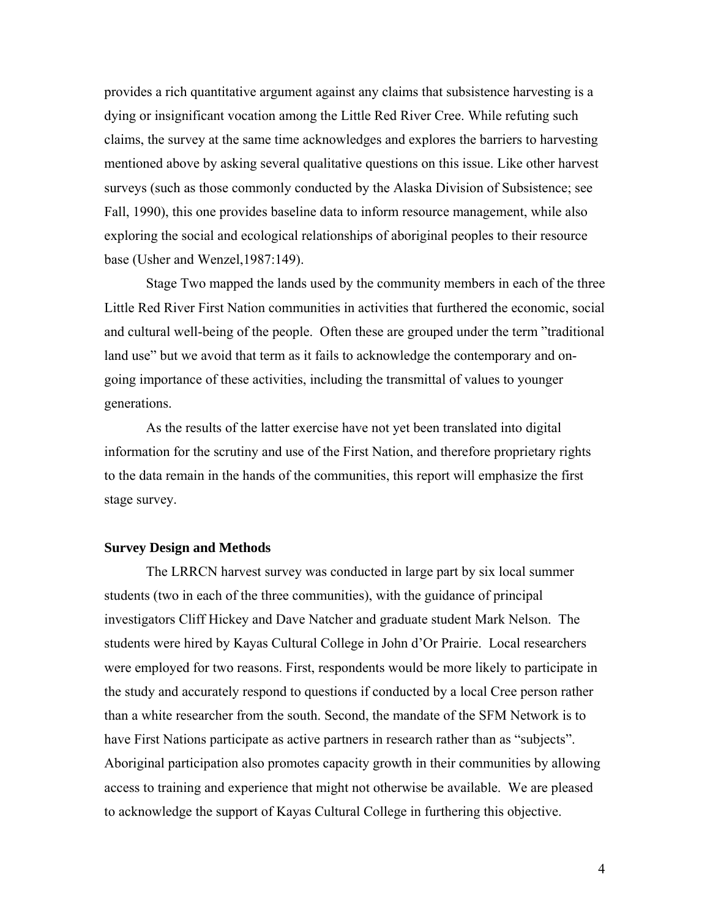provides a rich quantitative argument against any claims that subsistence harvesting is a dying or insignificant vocation among the Little Red River Cree. While refuting such claims, the survey at the same time acknowledges and explores the barriers to harvesting mentioned above by asking several qualitative questions on this issue. Like other harvest surveys (such as those commonly conducted by the Alaska Division of Subsistence; see Fall, 1990), this one provides baseline data to inform resource management, while also exploring the social and ecological relationships of aboriginal peoples to their resource base (Usher and Wenzel,1987:149).

Stage Two mapped the lands used by the community members in each of the three Little Red River First Nation communities in activities that furthered the economic, social and cultural well-being of the people. Often these are grouped under the term "traditional land use" but we avoid that term as it fails to acknowledge the contemporary and on-going importance of these activities, including the transmittal of values to younger generations.

As the results of the latter exercise have not yet been translated into digital information for the scrutiny and use of the First Nation, and therefore proprietary rights to the data remain in the hands of the communities, this report will emphasize the first stage survey.

### Survey Design and Methods

The LRRCN harvest survey was conducted in large part by six local summer students (two in each of the three communities), with the guidance of principal investigators Cliff Hickey and Dave Natcher and graduate student Mark Nelson. The students were hired by Kayas Cultural College in John d'Or Prairie. Local researchers were employed for two reasons. First, respondents would be more likely to participate in the study and accurately respond to questions if conducted by a local Cree person rather than a white researcher from the south. Second, the mandate of the SFM Network is to have First Nations participate as active partners in research rather than as "subjects". Aboriginal participation also promotes capacity growth in their communities by allowing access to training and experience that might not otherwise be available. We are pleased to acknowledge the support of Kayas Cultural College in furthering this objective.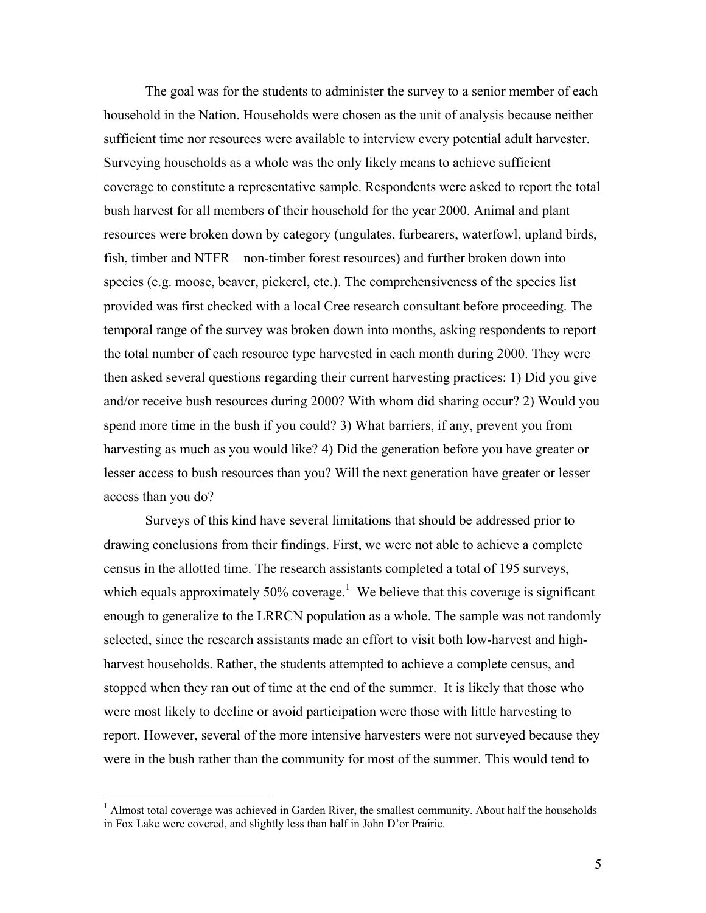The goal was for the students to administer the survey to a senior member of each household in the Nation. Households were chosen as the unit of analysis because neither sufficient time nor resources were available to interview every potential adult harvester. Surveying households as a whole was the only likely means to achieve sufficient coverage to constitute a representative sample. Respondents were asked to report the total bush harvest for all members of their household for the year 2000. Animal and plant resources were broken down by category (ungulates, furbearers, waterfowl, upland birds, fish, timber and NTFR—non-timber forest resources) and further broken down into species (e.g. moose, beaver, pickerel, etc.). The comprehensiveness of the species list provided was first checked with a local Cree research consultant before proceeding. The temporal range of the survey was broken down into months, asking respondents to report the total number of each resource type harvested in each month during 2000. They were then asked several questions regarding their current harvesting practices: 1) Did you give and/or receive bush resources during 2000? With whom did sharing occur? 2) Would you spend more time in the bush if you could? 3) What barriers, if any, prevent you from harvesting as much as you would like? 4) Did the generation before you have greater or lesser access to bush resources than you? Will the next generation have greater or lesser access than you do?

Surveys of this kind have several limitations that should be addressed prior to drawing conclusions from their findings. First, we were not able to achieve a complete census in the allotted time. The research assistants completed a total of 195 surveys, which equals approximately 50% coverage.[1] We believe that this coverage is significant enough to generalize to the LRRCN population as a whole. The sample was not randomly selected, since the research assistants made an effort to visit both low-harvest and high-harvest households. Rather, the students attempted to achieve a complete census, and stopped when they ran out of time at the end of the summer. It is likely that those who were most likely to decline or avoid participation were those with little harvesting to report. However, several of the more intensive harvesters were not surveyed because they were in the bush rather than the community for most of the summer. This would tend to

[1] Almost total coverage was achieved in Garden River, the smallest community. About half the households in Fox Lake were covered, and slightly less than half in John D'or Prairie.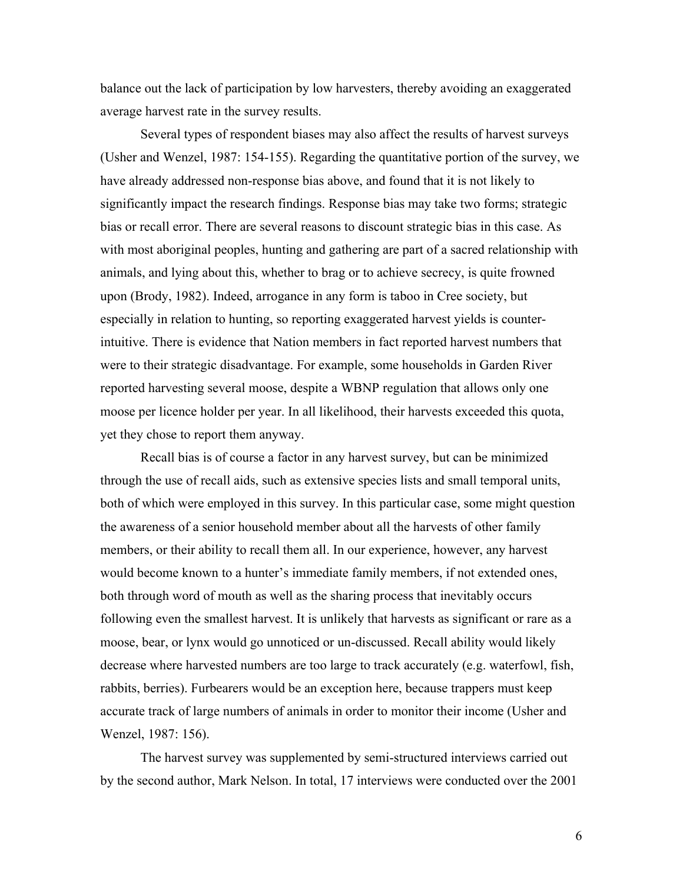balance out the lack of participation by low harvesters, thereby avoiding an exaggerated average harvest rate in the survey results.

Several types of respondent biases may also affect the results of harvest surveys (Usher and Wenzel, 1987: 154-155). Regarding the quantitative portion of the survey, we have already addressed non-response bias above, and found that it is not likely to significantly impact the research findings. Response bias may take two forms; strategic bias or recall error. There are several reasons to discount strategic bias in this case. As with most aboriginal peoples, hunting and gathering are part of a sacred relationship with animals, and lying about this, whether to brag or to achieve secrecy, is quite frowned upon (Brody, 1982). Indeed, arrogance in any form is taboo in Cree society, but especially in relation to hunting, so reporting exaggerated harvest yields is counter-intuitive. There is evidence that Nation members in fact reported harvest numbers that were to their strategic disadvantage. For example, some households in Garden River reported harvesting several moose, despite a WBNP regulation that allows only one moose per licence holder per year. In all likelihood, their harvests exceeded this quota, yet they chose to report them anyway.

Recall bias is of course a factor in any harvest survey, but can be minimized through the use of recall aids, such as extensive species lists and small temporal units, both of which were employed in this survey. In this particular case, some might question the awareness of a senior household member about all the harvests of other family members, or their ability to recall them all. In our experience, however, any harvest would become known to a hunter's immediate family members, if not extended ones, both through word of mouth as well as the sharing process that inevitably occurs following even the smallest harvest. It is unlikely that harvests as significant or rare as a moose, bear, or lynx would go unnoticed or un-discussed. Recall ability would likely decrease where harvested numbers are too large to track accurately (e.g. waterfowl, fish, rabbits, berries). Furbearers would be an exception here, because trappers must keep accurate track of large numbers of animals in order to monitor their income (Usher and Wenzel, 1987: 156).

The harvest survey was supplemented by semi-structured interviews carried out by the second author, Mark Nelson. In total, 17 interviews were conducted over the 2001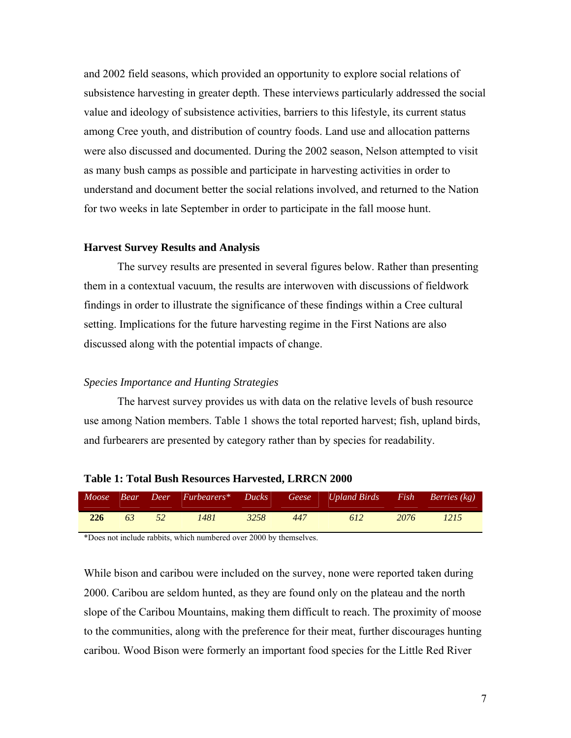and 2002 field seasons, which provided an opportunity to explore social relations of subsistence harvesting in greater depth. These interviews particularly addressed the social value and ideology of subsistence activities, barriers to this lifestyle, its current status among Cree youth, and distribution of country foods. Land use and allocation patterns were also discussed and documented. During the 2002 season, Nelson attempted to visit as many bush camps as possible and participate in harvesting activities in order to understand and document better the social relations involved, and returned to the Nation for two weeks in late September in order to participate in the fall moose hunt.

**Harvest Survey Results and Analysis**

The survey results are presented in several figures below. Rather than presenting them in a contextual vacuum, the results are interwoven with discussions of fieldwork findings in order to illustrate the significance of these findings within a Cree cultural setting. Implications for the future harvesting regime in the First Nations are also discussed along with the potential impacts of change.

*Species Importance and Hunting Strategies*

The harvest survey provides us with data on the relative levels of bush resource use among Nation members. Table 1 shows the total reported harvest; fish, upland birds, and furbearers are presented by category rather than by species for readability.

**Table 1: Total Bush Resources Harvested, LRRCN 2000**

| *Moose* | *Bear* | *Deer* | *Furbearers** | *Ducks* | *Geese* | *Upland Birds* | *Fish* | *Berries (kg)* |
|---|---|---|---|---|---|---|---|---|
| **226** | *63* | *52* | *1481* | *3258* | *447* | *612* | *2076* | *1215* |

*Does not include rabbits, which numbered over 2000 by themselves.

While bison and caribou were included on the survey, none were reported taken during 2000. Caribou are seldom hunted, as they are found only on the plateau and the north slope of the Caribou Mountains, making them difficult to reach. The proximity of moose to the communities, along with the preference for their meat, further discourages hunting caribou. Wood Bison were formerly an important food species for the Little Red River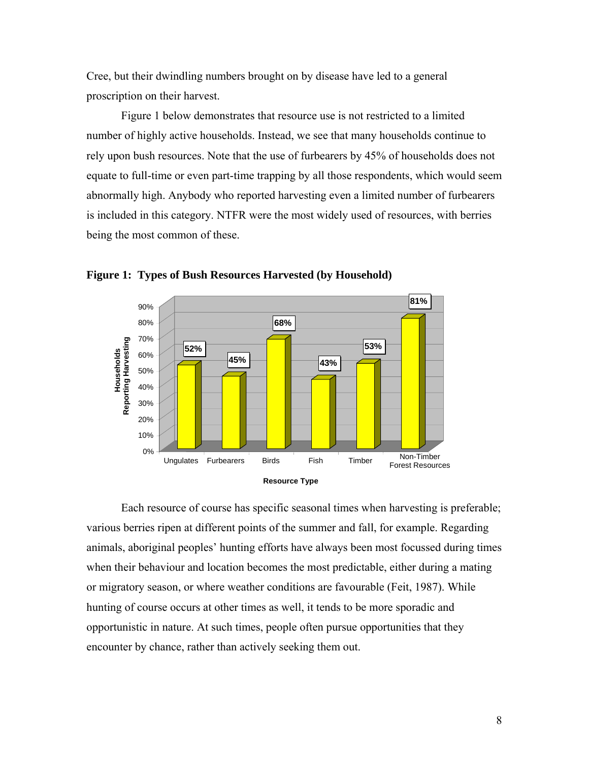Cree, but their dwindling numbers brought on by disease have led to a general proscription on their harvest.

Figure 1 below demonstrates that resource use is not restricted to a limited number of highly active households. Instead, we see that many households continue to rely upon bush resources. Note that the use of furbearers by 45% of households does not equate to full-time or even part-time trapping by all those respondents, which would seem abnormally high. Anybody who reported harvesting even a limited number of furbearers is included in this category. NTFR were the most widely used of resources, with berries being the most common of these.

**Figure 1: Types of Bush Resources Harvested (by Household)**

| Resource Type | Households Reporting Harvesting |
| --- | --- |
| Ungulates | 52% |
| Furbearers | 45% |
| Birds | 68% |
| Fish | 43% |
| Timber | 53% |
| Non-Timber Forest Resources | 81% |

Each resource of course has specific seasonal times when harvesting is preferable; various berries ripen at different points of the summer and fall, for example. Regarding animals, aboriginal peoples' hunting efforts have always been most focussed during times when their behaviour and location becomes the most predictable, either during a mating or migratory season, or where weather conditions are favourable (Feit, 1987). While hunting of course occurs at other times as well, it tends to be more sporadic and opportunistic in nature. At such times, people often pursue opportunities that they encounter by chance, rather than actively seeking them out.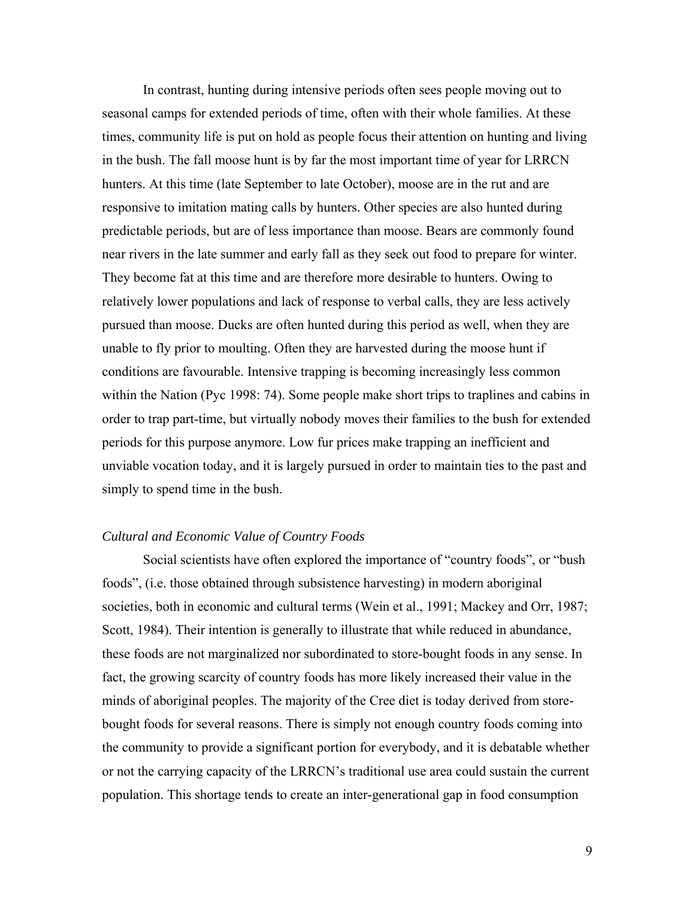In contrast, hunting during intensive periods often sees people moving out to seasonal camps for extended periods of time, often with their whole families. At these times, community life is put on hold as people focus their attention on hunting and living in the bush. The fall moose hunt is by far the most important time of year for LRRCN hunters. At this time (late September to late October), moose are in the rut and are responsive to imitation mating calls by hunters. Other species are also hunted during predictable periods, but are of less importance than moose. Bears are commonly found near rivers in the late summer and early fall as they seek out food to prepare for winter. They become fat at this time and are therefore more desirable to hunters. Owing to relatively lower populations and lack of response to verbal calls, they are less actively pursued than moose. Ducks are often hunted during this period as well, when they are unable to fly prior to moulting. Often they are harvested during the moose hunt if conditions are favourable. Intensive trapping is becoming increasingly less common within the Nation (Pyc 1998: 74). Some people make short trips to traplines and cabins in order to trap part-time, but virtually nobody moves their families to the bush for extended periods for this purpose anymore. Low fur prices make trapping an inefficient and unviable vocation today, and it is largely pursued in order to maintain ties to the past and simply to spend time in the bush.

*Cultural and Economic Value of Country Foods*

Social scientists have often explored the importance of "country foods", or "bush foods", (i.e. those obtained through subsistence harvesting) in modern aboriginal societies, both in economic and cultural terms (Wein et al., 1991; Mackey and Orr, 1987; Scott, 1984). Their intention is generally to illustrate that while reduced in abundance, these foods are not marginalized nor subordinated to store-bought foods in any sense. In fact, the growing scarcity of country foods has more likely increased their value in the minds of aboriginal peoples. The majority of the Cree diet is today derived from store-bought foods for several reasons. There is simply not enough country foods coming into the community to provide a significant portion for everybody, and it is debatable whether or not the carrying capacity of the LRRCN's traditional use area could sustain the current population. This shortage tends to create an inter-generational gap in food consumption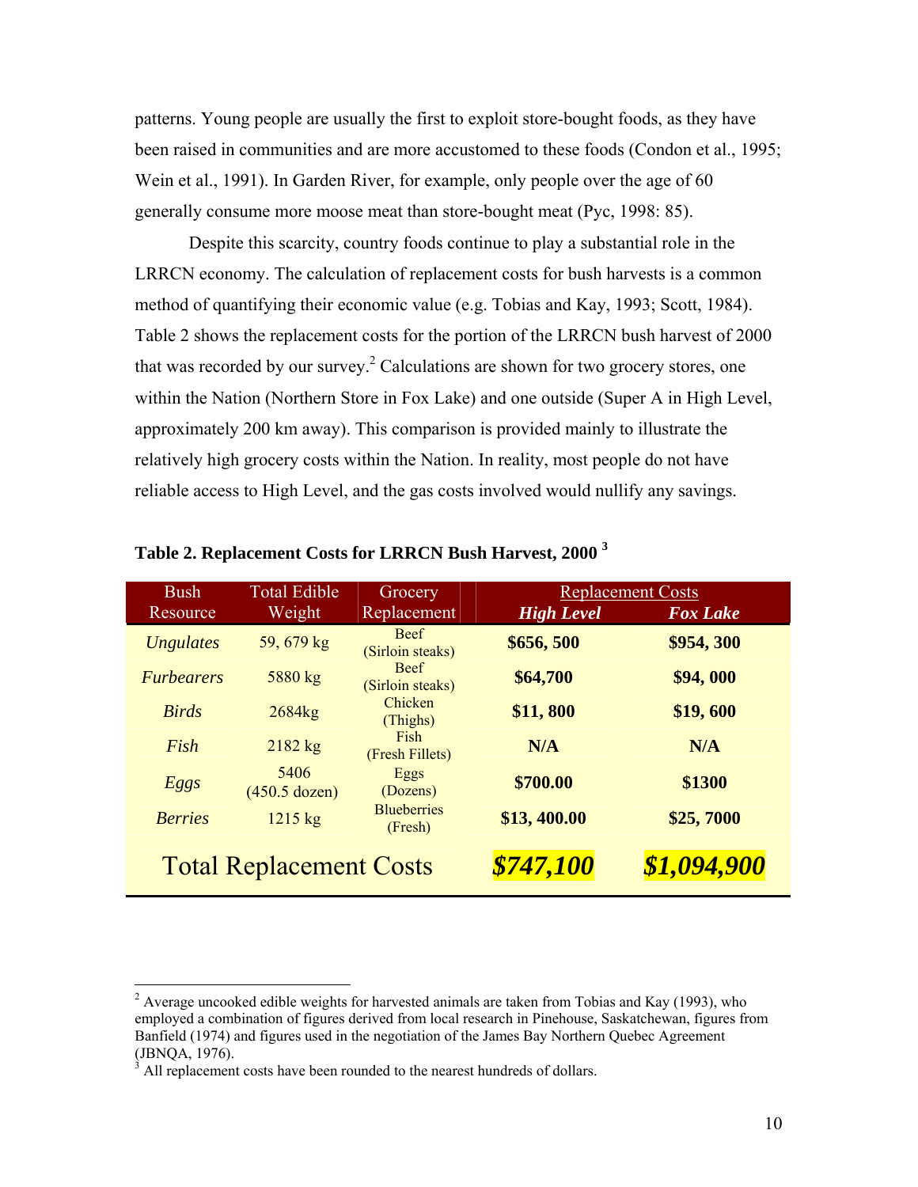patterns. Young people are usually the first to exploit store-bought foods, as they have been raised in communities and are more accustomed to these foods (Condon et al., 1995; Wein et al., 1991). In Garden River, for example, only people over the age of 60 generally consume more moose meat than store-bought meat (Pyc, 1998: 85).

Despite this scarcity, country foods continue to play a substantial role in the LRRCN economy. The calculation of replacement costs for bush harvests is a common method of quantifying their economic value (e.g. Tobias and Kay, 1993; Scott, 1984). Table 2 shows the replacement costs for the portion of the LRRCN bush harvest of 2000 that was recorded by our survey.[2] Calculations are shown for two grocery stores, one within the Nation (Northern Store in Fox Lake) and one outside (Super A in High Level, approximately 200 km away). This comparison is provided mainly to illustrate the relatively high grocery costs within the Nation. In reality, most people do not have reliable access to High Level, and the gas costs involved would nullify any savings.

**Table 2. Replacement Costs for LRRCN Bush Harvest, 2000 [3]**

| Bush Resource | Total Edible Weight | Grocery Replacement | Replacement Costs | |
|---|---|---|---|---|
| | | | ***High Level*** | ***Fox Lake*** |
| *Ungulates* | 59, 679 kg | Beef (Sirloin steaks) | **$656, 500** | **$954, 300** |
| *Furbearers* | 5880 kg | Beef (Sirloin steaks) | **$64,700** | **$94, 000** |
| *Birds* | 2684kg | Chicken (Thighs) | **$11, 800** | **$19, 600** |
| *Fish* | 2182 kg | Fish (Fresh Fillets) | **N/A** | **N/A** |
| *Eggs* | 5406 (450.5 dozen) | Eggs (Dozens) | **$700.00** | **$1300** |
| *Berries* | 1215 kg | Blueberries (Fresh) | **$13, 400.00** | **$25, 7000** |
| Total Replacement Costs | | | ***$747,100*** | ***$1,094,900*** |

[2] Average uncooked edible weights for harvested animals are taken from Tobias and Kay (1993), who employed a combination of figures derived from local research in Pinehouse, Saskatchewan, figures from Banfield (1974) and figures used in the negotiation of the James Bay Northern Quebec Agreement (JBNQA, 1976).

[3] All replacement costs have been rounded to the nearest hundreds of dollars.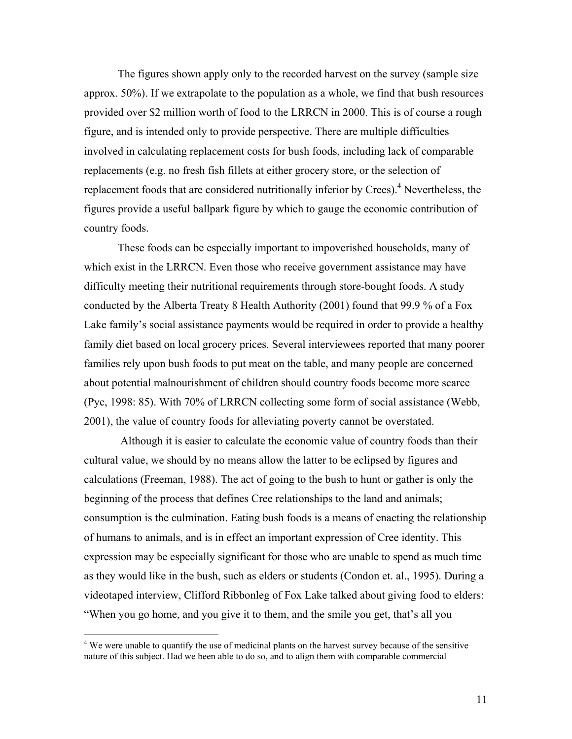The figures shown apply only to the recorded harvest on the survey (sample size approx. 50%). If we extrapolate to the population as a whole, we find that bush resources provided over $2 million worth of food to the LRRCN in 2000. This is of course a rough figure, and is intended only to provide perspective. There are multiple difficulties involved in calculating replacement costs for bush foods, including lack of comparable replacements (e.g. no fresh fish fillets at either grocery store, or the selection of replacement foods that are considered nutritionally inferior by Crees).[4] Nevertheless, the figures provide a useful ballpark figure by which to gauge the economic contribution of country foods.

These foods can be especially important to impoverished households, many of which exist in the LRRCN. Even those who receive government assistance may have difficulty meeting their nutritional requirements through store-bought foods. A study conducted by the Alberta Treaty 8 Health Authority (2001) found that 99.9 % of a Fox Lake family's social assistance payments would be required in order to provide a healthy family diet based on local grocery prices. Several interviewees reported that many poorer families rely upon bush foods to put meat on the table, and many people are concerned about potential malnourishment of children should country foods become more scarce (Pyc, 1998: 85). With 70% of LRRCN collecting some form of social assistance (Webb, 2001), the value of country foods for alleviating poverty cannot be overstated.

Although it is easier to calculate the economic value of country foods than their cultural value, we should by no means allow the latter to be eclipsed by figures and calculations (Freeman, 1988). The act of going to the bush to hunt or gather is only the beginning of the process that defines Cree relationships to the land and animals; consumption is the culmination. Eating bush foods is a means of enacting the relationship of humans to animals, and is in effect an important expression of Cree identity. This expression may be especially significant for those who are unable to spend as much time as they would like in the bush, such as elders or students (Condon et. al., 1995). During a videotaped interview, Clifford Ribbonleg of Fox Lake talked about giving food to elders: "When you go home, and you give it to them, and the smile you get, that's all you

[4] We were unable to quantify the use of medicinal plants on the harvest survey because of the sensitive nature of this subject. Had we been able to do so, and to align them with comparable commercial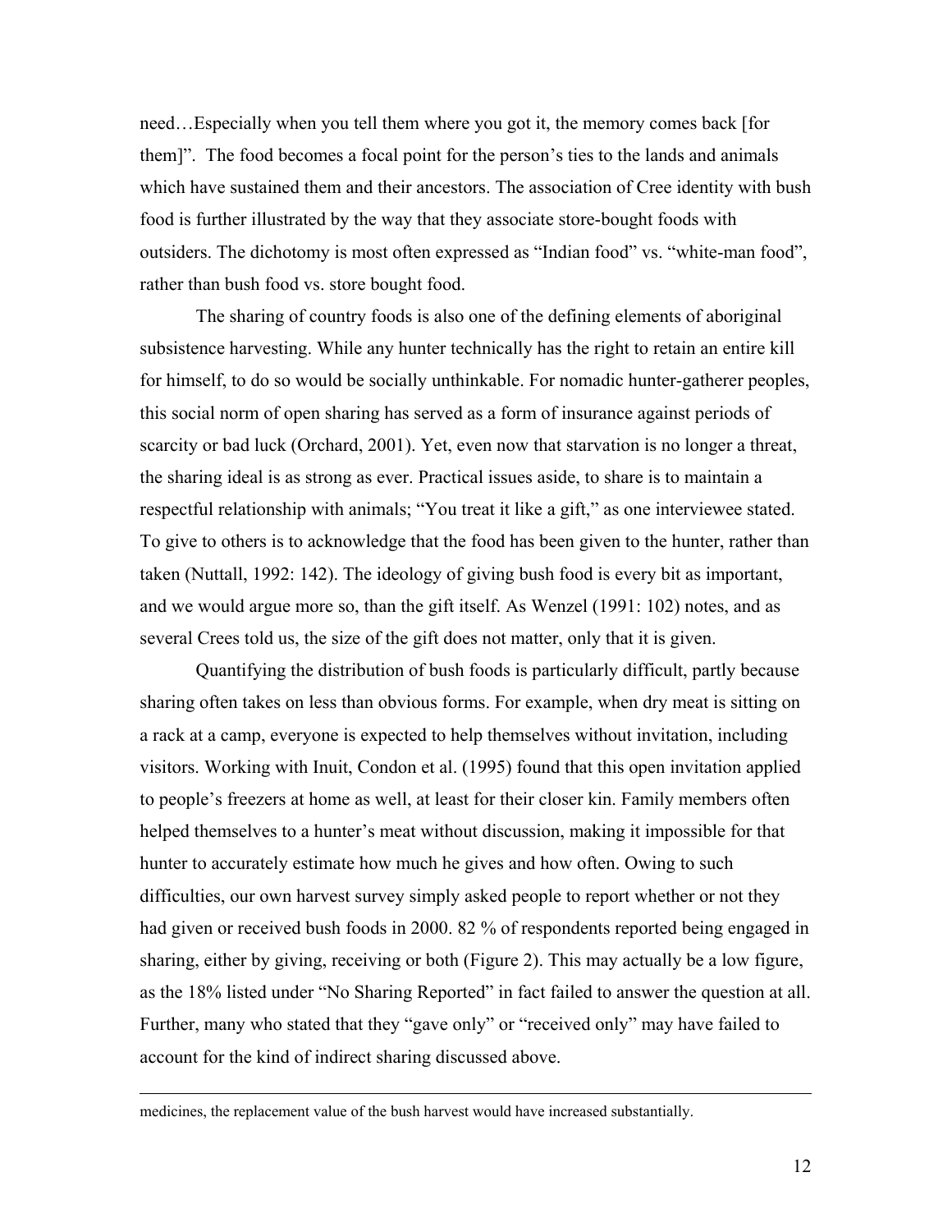need…Especially when you tell them where you got it, the memory comes back [for them]". The food becomes a focal point for the person's ties to the lands and animals which have sustained them and their ancestors. The association of Cree identity with bush food is further illustrated by the way that they associate store-bought foods with outsiders. The dichotomy is most often expressed as "Indian food" vs. "white-man food", rather than bush food vs. store bought food.

The sharing of country foods is also one of the defining elements of aboriginal subsistence harvesting. While any hunter technically has the right to retain an entire kill for himself, to do so would be socially unthinkable. For nomadic hunter-gatherer peoples, this social norm of open sharing has served as a form of insurance against periods of scarcity or bad luck (Orchard, 2001). Yet, even now that starvation is no longer a threat, the sharing ideal is as strong as ever. Practical issues aside, to share is to maintain a respectful relationship with animals; "You treat it like a gift," as one interviewee stated. To give to others is to acknowledge that the food has been given to the hunter, rather than taken (Nuttall, 1992: 142). The ideology of giving bush food is every bit as important, and we would argue more so, than the gift itself. As Wenzel (1991: 102) notes, and as several Crees told us, the size of the gift does not matter, only that it is given.

Quantifying the distribution of bush foods is particularly difficult, partly because sharing often takes on less than obvious forms. For example, when dry meat is sitting on a rack at a camp, everyone is expected to help themselves without invitation, including visitors. Working with Inuit, Condon et al. (1995) found that this open invitation applied to people's freezers at home as well, at least for their closer kin. Family members often helped themselves to a hunter's meat without discussion, making it impossible for that hunter to accurately estimate how much he gives and how often. Owing to such difficulties, our own harvest survey simply asked people to report whether or not they had given or received bush foods in 2000. 82 % of respondents reported being engaged in sharing, either by giving, receiving or both (Figure 2). This may actually be a low figure, as the 18% listed under "No Sharing Reported" in fact failed to answer the question at all. Further, many who stated that they "gave only" or "received only" may have failed to account for the kind of indirect sharing discussed above.

---

medicines, the replacement value of the bush harvest would have increased substantially.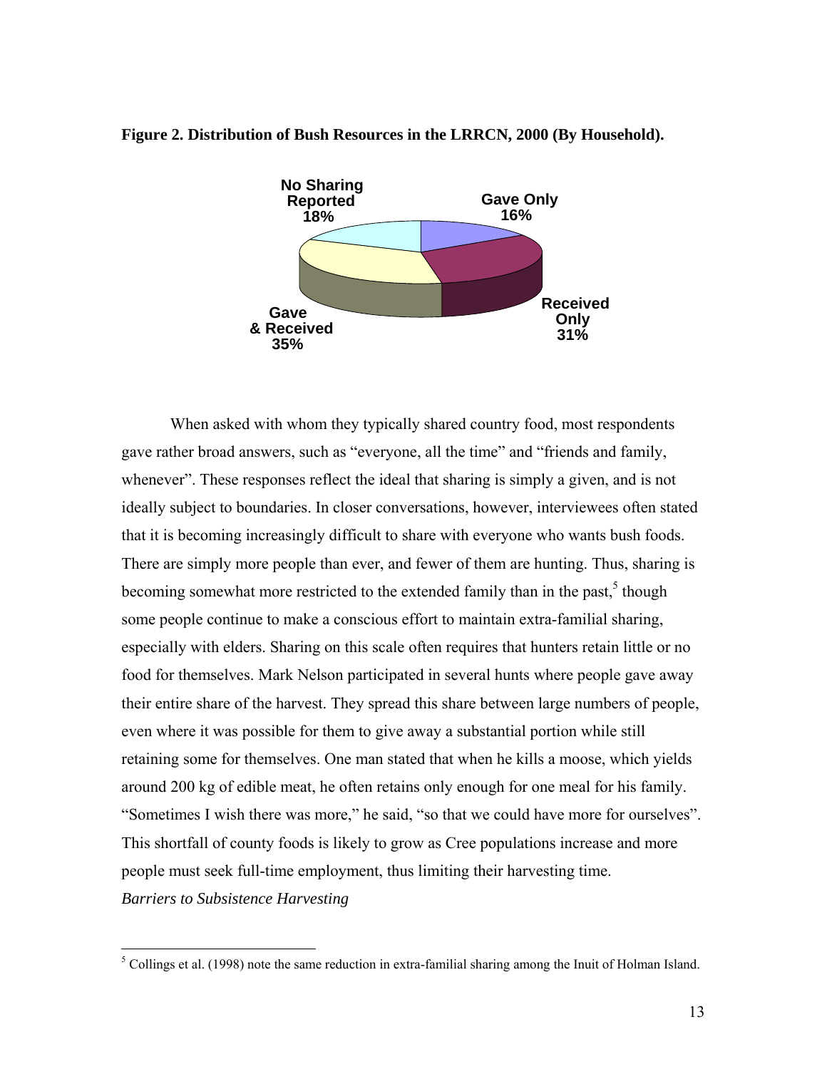**Figure 2. Distribution of Bush Resources in the LRRCN, 2000 (By Household).**

No Sharing Reported 18%

Gave Only 16%

Received Only 31%

Gave & Received 35%

When asked with whom they typically shared country food, most respondents gave rather broad answers, such as "everyone, all the time" and "friends and family, whenever". These responses reflect the ideal that sharing is simply a given, and is not ideally subject to boundaries. In closer conversations, however, interviewees often stated that it is becoming increasingly difficult to share with everyone who wants bush foods. There are simply more people than ever, and fewer of them are hunting. Thus, sharing is becoming somewhat more restricted to the extended family than in the past,[5] though some people continue to make a conscious effort to maintain extra-familial sharing, especially with elders. Sharing on this scale often requires that hunters retain little or no food for themselves. Mark Nelson participated in several hunts where people gave away their entire share of the harvest. They spread this share between large numbers of people, even where it was possible for them to give away a substantial portion while still retaining some for themselves. One man stated that when he kills a moose, which yields around 200 kg of edible meat, he often retains only enough for one meal for his family. "Sometimes I wish there was more," he said, "so that we could have more for ourselves". This shortfall of county foods is likely to grow as Cree populations increase and more people must seek full-time employment, thus limiting their harvesting time.

*Barriers to Subsistence Harvesting*

[5] Collings et al. (1998) note the same reduction in extra-familial sharing among the Inuit of Holman Island.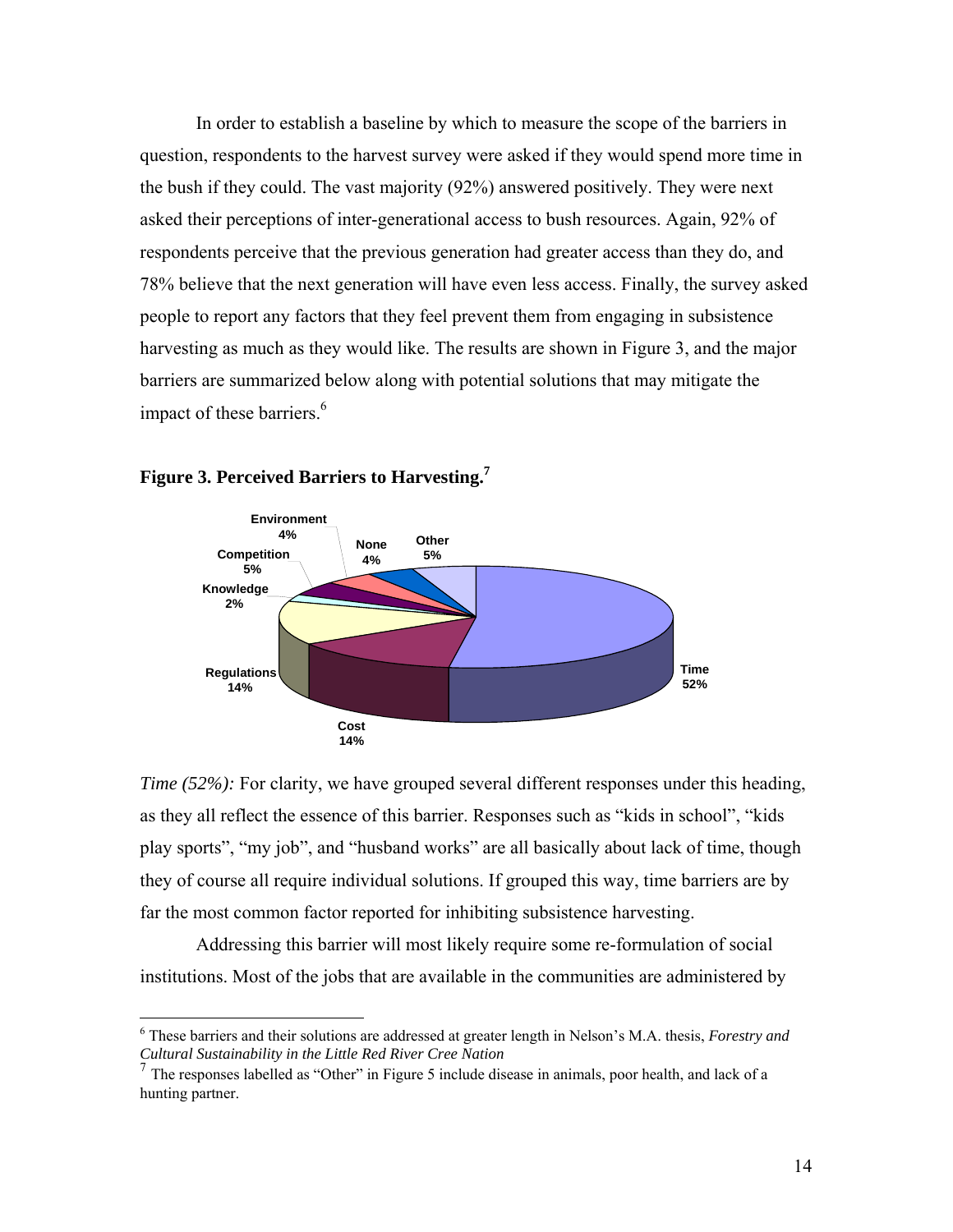In order to establish a baseline by which to measure the scope of the barriers in question, respondents to the harvest survey were asked if they would spend more time in the bush if they could. The vast majority (92%) answered positively. They were next asked their perceptions of inter-generational access to bush resources. Again, 92% of respondents perceive that the previous generation had greater access than they do, and 78% believe that the next generation will have even less access. Finally, the survey asked people to report any factors that they feel prevent them from engaging in subsistence harvesting as much as they would like. The results are shown in Figure 3, and the major barriers are summarized below along with potential solutions that may mitigate the impact of these barriers.[6]

**Figure 3. Perceived Barriers to Harvesting.[7]**

| Barrier | Percentage |
|---|---|
| Time | 52% |
| Cost | 14% |
| Regulations | 14% |
| Knowledge | 2% |
| Competition | 5% |
| Environment | 4% |
| None | 4% |
| Other | 5% |

*Time (52%):* For clarity, we have grouped several different responses under this heading, as they all reflect the essence of this barrier. Responses such as "kids in school", "kids play sports", "my job", and "husband works" are all basically about lack of time, though they of course all require individual solutions. If grouped this way, time barriers are by far the most common factor reported for inhibiting subsistence harvesting.

Addressing this barrier will most likely require some re-formulation of social institutions. Most of the jobs that are available in the communities are administered by

---

[6] These barriers and their solutions are addressed at greater length in Nelson's M.A. thesis, *Forestry and Cultural Sustainability in the Little Red River Cree Nation*

[7] The responses labelled as "Other" in Figure 5 include disease in animals, poor health, and lack of a hunting partner.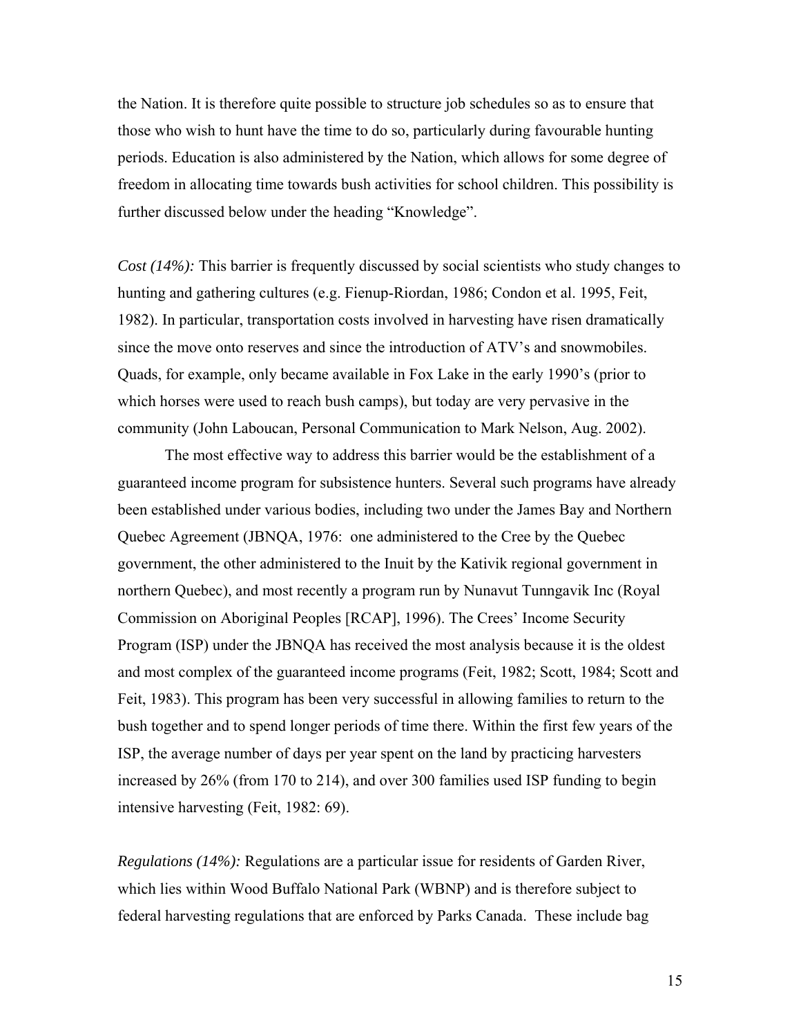the Nation. It is therefore quite possible to structure job schedules so as to ensure that those who wish to hunt have the time to do so, particularly during favourable hunting periods. Education is also administered by the Nation, which allows for some degree of freedom in allocating time towards bush activities for school children. This possibility is further discussed below under the heading "Knowledge".

*Cost (14%):* This barrier is frequently discussed by social scientists who study changes to hunting and gathering cultures (e.g. Fienup-Riordan, 1986; Condon et al. 1995, Feit, 1982). In particular, transportation costs involved in harvesting have risen dramatically since the move onto reserves and since the introduction of ATV's and snowmobiles. Quads, for example, only became available in Fox Lake in the early 1990's (prior to which horses were used to reach bush camps), but today are very pervasive in the community (John Laboucan, Personal Communication to Mark Nelson, Aug. 2002).

The most effective way to address this barrier would be the establishment of a guaranteed income program for subsistence hunters. Several such programs have already been established under various bodies, including two under the James Bay and Northern Quebec Agreement (JBNQA, 1976: one administered to the Cree by the Quebec government, the other administered to the Inuit by the Kativik regional government in northern Quebec), and most recently a program run by Nunavut Tunngavik Inc (Royal Commission on Aboriginal Peoples [RCAP], 1996). The Crees' Income Security Program (ISP) under the JBNQA has received the most analysis because it is the oldest and most complex of the guaranteed income programs (Feit, 1982; Scott, 1984; Scott and Feit, 1983). This program has been very successful in allowing families to return to the bush together and to spend longer periods of time there. Within the first few years of the ISP, the average number of days per year spent on the land by practicing harvesters increased by 26% (from 170 to 214), and over 300 families used ISP funding to begin intensive harvesting (Feit, 1982: 69).

*Regulations (14%):* Regulations are a particular issue for residents of Garden River, which lies within Wood Buffalo National Park (WBNP) and is therefore subject to federal harvesting regulations that are enforced by Parks Canada. These include bag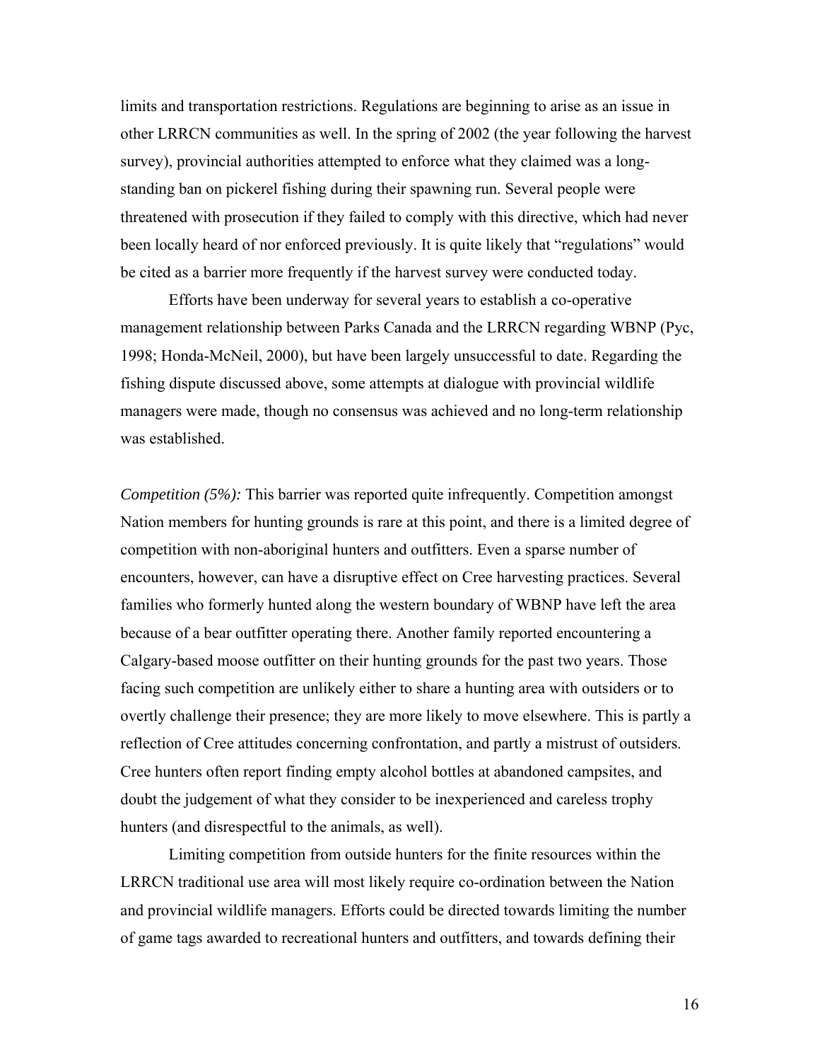limits and transportation restrictions. Regulations are beginning to arise as an issue in other LRRCN communities as well. In the spring of 2002 (the year following the harvest survey), provincial authorities attempted to enforce what they claimed was a long-standing ban on pickerel fishing during their spawning run. Several people were threatened with prosecution if they failed to comply with this directive, which had never been locally heard of nor enforced previously. It is quite likely that "regulations" would be cited as a barrier more frequently if the harvest survey were conducted today.

Efforts have been underway for several years to establish a co-operative management relationship between Parks Canada and the LRRCN regarding WBNP (Pyc, 1998; Honda-McNeil, 2000), but have been largely unsuccessful to date. Regarding the fishing dispute discussed above, some attempts at dialogue with provincial wildlife managers were made, though no consensus was achieved and no long-term relationship was established.

*Competition (5%):* This barrier was reported quite infrequently. Competition amongst Nation members for hunting grounds is rare at this point, and there is a limited degree of competition with non-aboriginal hunters and outfitters. Even a sparse number of encounters, however, can have a disruptive effect on Cree harvesting practices. Several families who formerly hunted along the western boundary of WBNP have left the area because of a bear outfitter operating there. Another family reported encountering a Calgary-based moose outfitter on their hunting grounds for the past two years. Those facing such competition are unlikely either to share a hunting area with outsiders or to overtly challenge their presence; they are more likely to move elsewhere. This is partly a reflection of Cree attitudes concerning confrontation, and partly a mistrust of outsiders. Cree hunters often report finding empty alcohol bottles at abandoned campsites, and doubt the judgement of what they consider to be inexperienced and careless trophy hunters (and disrespectful to the animals, as well).

Limiting competition from outside hunters for the finite resources within the LRRCN traditional use area will most likely require co-ordination between the Nation and provincial wildlife managers. Efforts could be directed towards limiting the number of game tags awarded to recreational hunters and outfitters, and towards defining their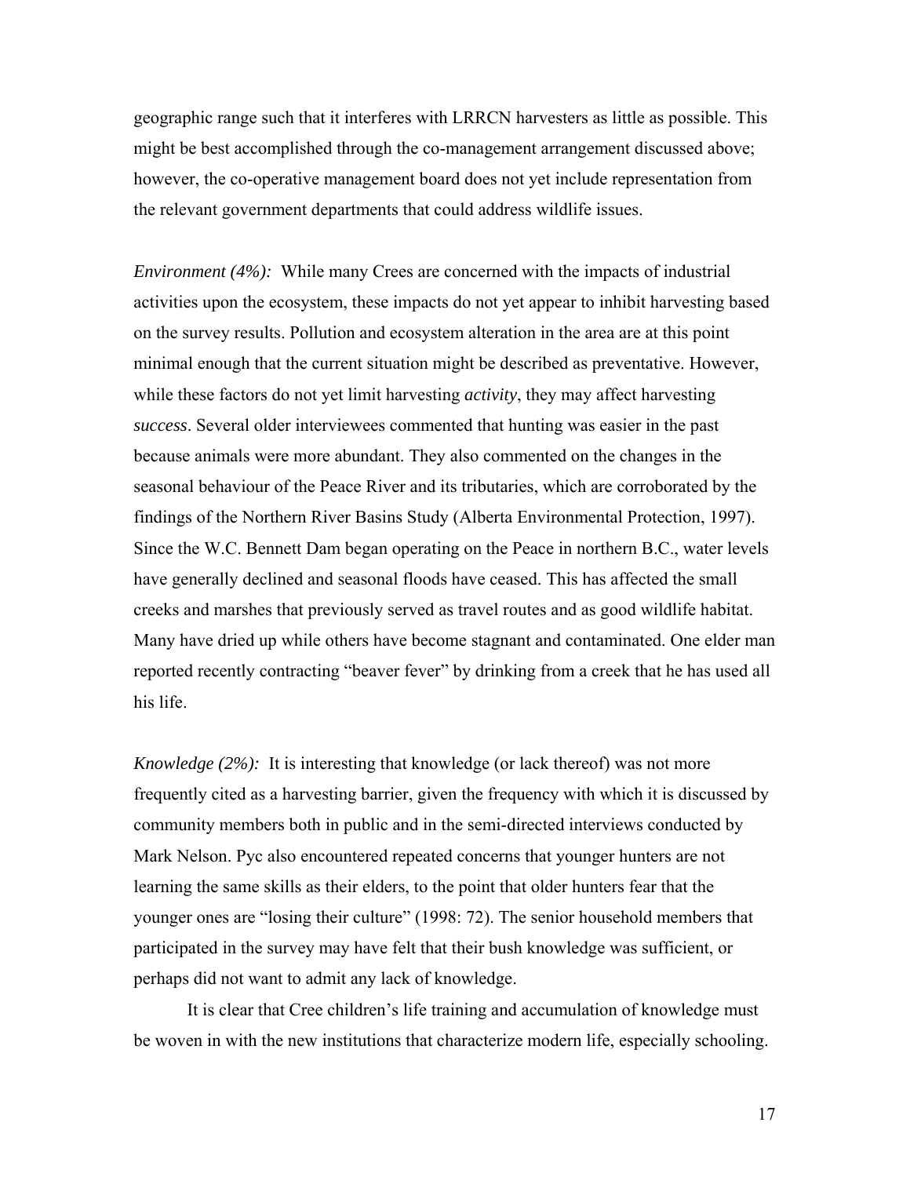geographic range such that it interferes with LRRCN harvesters as little as possible. This might be best accomplished through the co-management arrangement discussed above; however, the co-operative management board does not yet include representation from the relevant government departments that could address wildlife issues.

*Environment (4%):* While many Crees are concerned with the impacts of industrial activities upon the ecosystem, these impacts do not yet appear to inhibit harvesting based on the survey results. Pollution and ecosystem alteration in the area are at this point minimal enough that the current situation might be described as preventative. However, while these factors do not yet limit harvesting *activity*, they may affect harvesting *success*. Several older interviewees commented that hunting was easier in the past because animals were more abundant. They also commented on the changes in the seasonal behaviour of the Peace River and its tributaries, which are corroborated by the findings of the Northern River Basins Study (Alberta Environmental Protection, 1997). Since the W.C. Bennett Dam began operating on the Peace in northern B.C., water levels have generally declined and seasonal floods have ceased. This has affected the small creeks and marshes that previously served as travel routes and as good wildlife habitat. Many have dried up while others have become stagnant and contaminated. One elder man reported recently contracting "beaver fever" by drinking from a creek that he has used all his life.

*Knowledge (2%):* It is interesting that knowledge (or lack thereof) was not more frequently cited as a harvesting barrier, given the frequency with which it is discussed by community members both in public and in the semi-directed interviews conducted by Mark Nelson. Pyc also encountered repeated concerns that younger hunters are not learning the same skills as their elders, to the point that older hunters fear that the younger ones are "losing their culture" (1998: 72). The senior household members that participated in the survey may have felt that their bush knowledge was sufficient, or perhaps did not want to admit any lack of knowledge.

It is clear that Cree children's life training and accumulation of knowledge must be woven in with the new institutions that characterize modern life, especially schooling.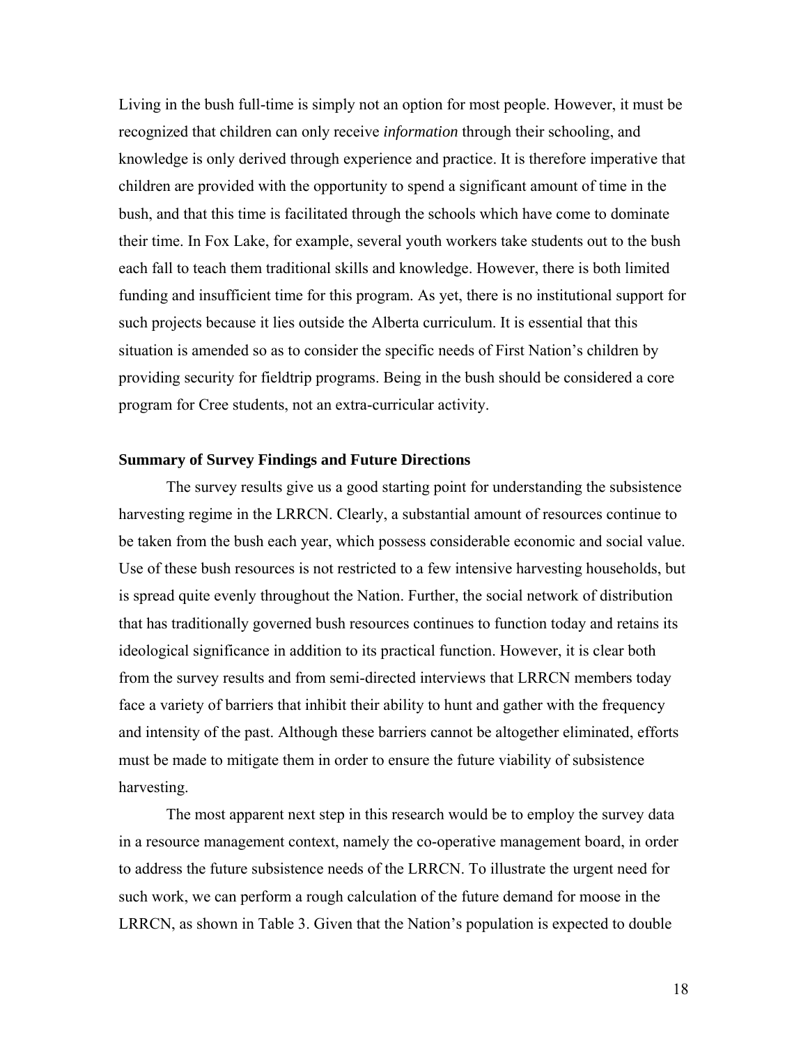Living in the bush full-time is simply not an option for most people. However, it must be recognized that children can only receive *information* through their schooling, and knowledge is only derived through experience and practice. It is therefore imperative that children are provided with the opportunity to spend a significant amount of time in the bush, and that this time is facilitated through the schools which have come to dominate their time. In Fox Lake, for example, several youth workers take students out to the bush each fall to teach them traditional skills and knowledge. However, there is both limited funding and insufficient time for this program. As yet, there is no institutional support for such projects because it lies outside the Alberta curriculum. It is essential that this situation is amended so as to consider the specific needs of First Nation's children by providing security for fieldtrip programs. Being in the bush should be considered a core program for Cree students, not an extra-curricular activity.

**Summary of Survey Findings and Future Directions**

The survey results give us a good starting point for understanding the subsistence harvesting regime in the LRRCN. Clearly, a substantial amount of resources continue to be taken from the bush each year, which possess considerable economic and social value. Use of these bush resources is not restricted to a few intensive harvesting households, but is spread quite evenly throughout the Nation. Further, the social network of distribution that has traditionally governed bush resources continues to function today and retains its ideological significance in addition to its practical function. However, it is clear both from the survey results and from semi-directed interviews that LRRCN members today face a variety of barriers that inhibit their ability to hunt and gather with the frequency and intensity of the past. Although these barriers cannot be altogether eliminated, efforts must be made to mitigate them in order to ensure the future viability of subsistence harvesting.

The most apparent next step in this research would be to employ the survey data in a resource management context, namely the co-operative management board, in order to address the future subsistence needs of the LRRCN. To illustrate the urgent need for such work, we can perform a rough calculation of the future demand for moose in the LRRCN, as shown in Table 3. Given that the Nation's population is expected to double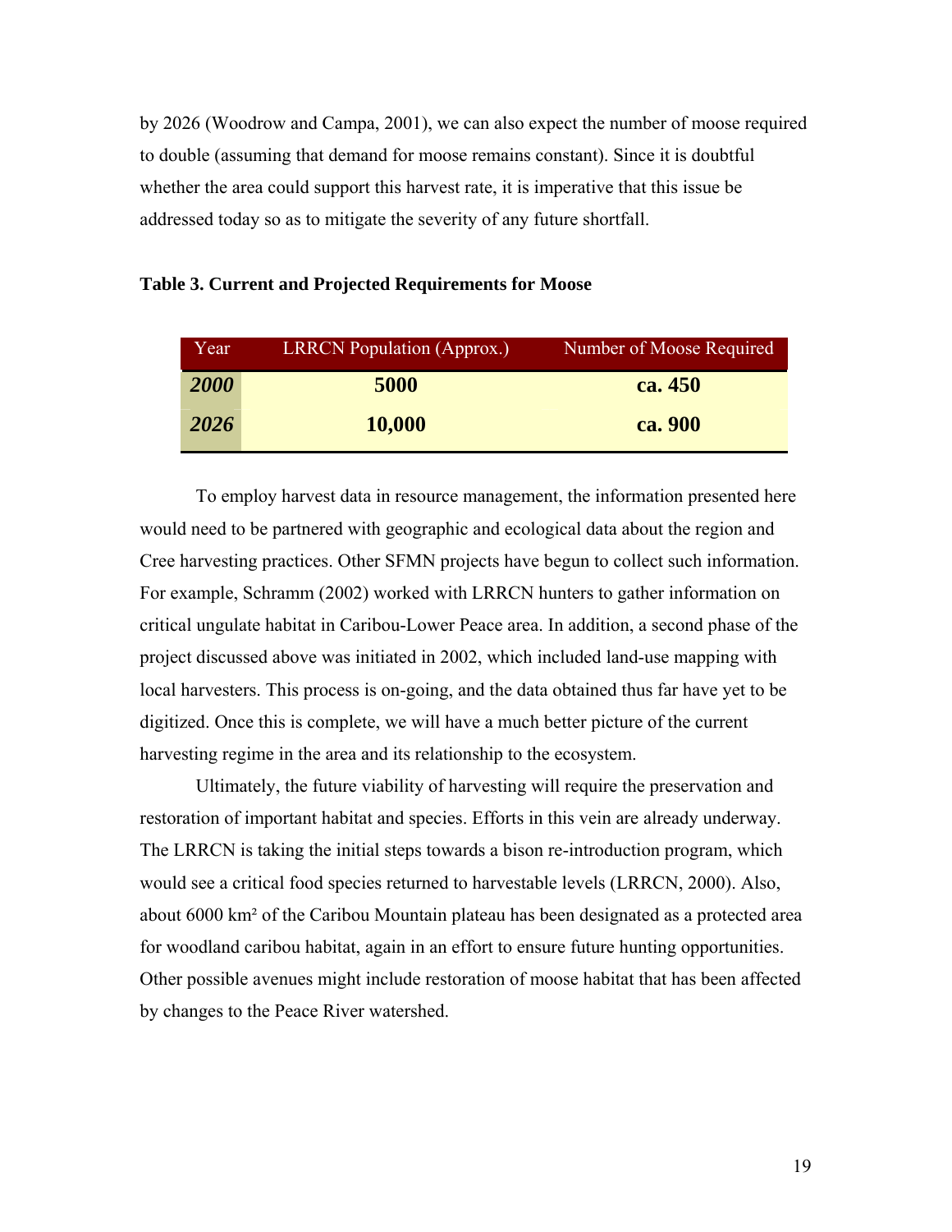by 2026 (Woodrow and Campa, 2001), we can also expect the number of moose required to double (assuming that demand for moose remains constant). Since it is doubtful whether the area could support this harvest rate, it is imperative that this issue be addressed today so as to mitigate the severity of any future shortfall.

**Table 3. Current and Projected Requirements for Moose**

| Year | LRRCN Population (Approx.) | Number of Moose Required |
|---|---|---|
| ***2000*** | **5000** | **ca. 450** |
| ***2026*** | **10,000** | **ca. 900** |

To employ harvest data in resource management, the information presented here would need to be partnered with geographic and ecological data about the region and Cree harvesting practices. Other SFMN projects have begun to collect such information. For example, Schramm (2002) worked with LRRCN hunters to gather information on critical ungulate habitat in Caribou-Lower Peace area. In addition, a second phase of the project discussed above was initiated in 2002, which included land-use mapping with local harvesters. This process is on-going, and the data obtained thus far have yet to be digitized. Once this is complete, we will have a much better picture of the current harvesting regime in the area and its relationship to the ecosystem.

Ultimately, the future viability of harvesting will require the preservation and restoration of important habitat and species. Efforts in this vein are already underway. The LRRCN is taking the initial steps towards a bison re-introduction program, which would see a critical food species returned to harvestable levels (LRRCN, 2000). Also, about 6000 km² of the Caribou Mountain plateau has been designated as a protected area for woodland caribou habitat, again in an effort to ensure future hunting opportunities. Other possible avenues might include restoration of moose habitat that has been affected by changes to the Peace River watershed.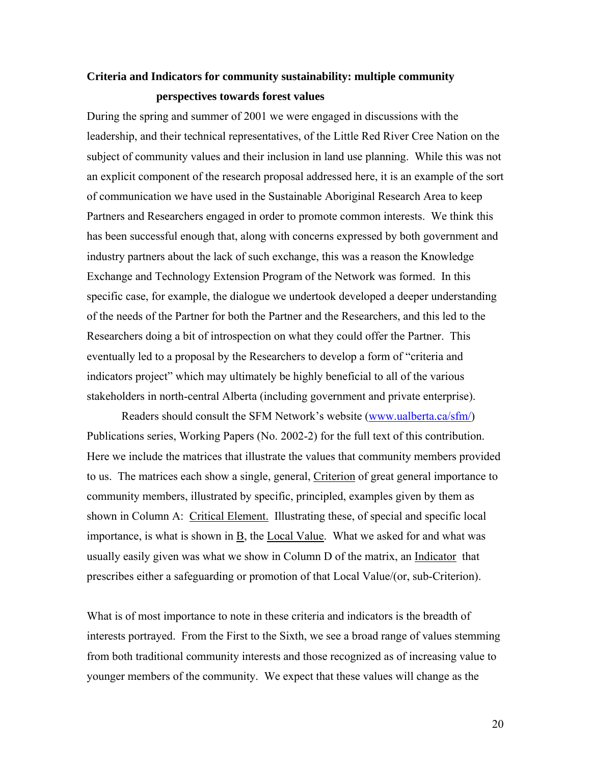**Criteria and Indicators for community sustainability: multiple community perspectives towards forest values**

During the spring and summer of 2001 we were engaged in discussions with the leadership, and their technical representatives, of the Little Red River Cree Nation on the subject of community values and their inclusion in land use planning. While this was not an explicit component of the research proposal addressed here, it is an example of the sort of communication we have used in the Sustainable Aboriginal Research Area to keep Partners and Researchers engaged in order to promote common interests. We think this has been successful enough that, along with concerns expressed by both government and industry partners about the lack of such exchange, this was a reason the Knowledge Exchange and Technology Extension Program of the Network was formed. In this specific case, for example, the dialogue we undertook developed a deeper understanding of the needs of the Partner for both the Partner and the Researchers, and this led to the Researchers doing a bit of introspection on what they could offer the Partner. This eventually led to a proposal by the Researchers to develop a form of "criteria and indicators project" which may ultimately be highly beneficial to all of the various stakeholders in north-central Alberta (including government and private enterprise).

Readers should consult the SFM Network's website (www.ualberta.ca/sfm/) Publications series, Working Papers (No. 2002-2) for the full text of this contribution. Here we include the matrices that illustrate the values that community members provided to us. The matrices each show a single, general, Criterion of great general importance to community members, illustrated by specific, principled, examples given by them as shown in Column A: Critical Element. Illustrating these, of special and specific local importance, is what is shown in B, the Local Value. What we asked for and what was usually easily given was what we show in Column D of the matrix, an Indicator that prescribes either a safeguarding or promotion of that Local Value/(or, sub-Criterion).

What is of most importance to note in these criteria and indicators is the breadth of interests portrayed. From the First to the Sixth, we see a broad range of values stemming from both traditional community interests and those recognized as of increasing value to younger members of the community. We expect that these values will change as the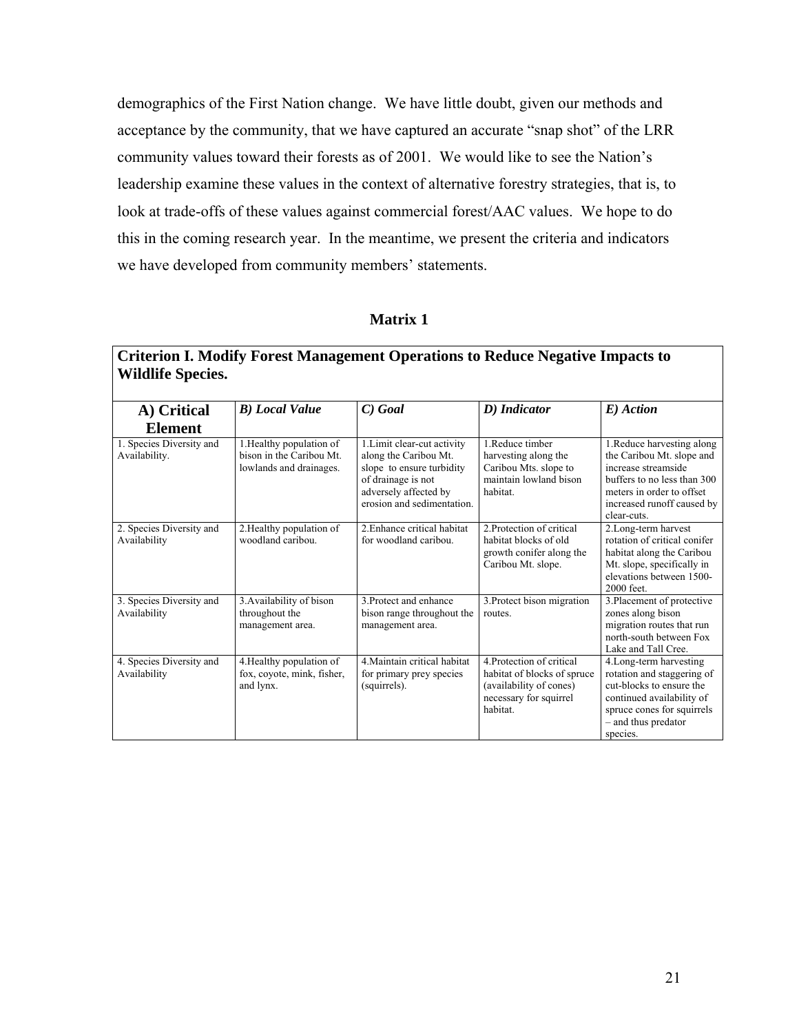demographics of the First Nation change. We have little doubt, given our methods and acceptance by the community, that we have captured an accurate "snap shot" of the LRR community values toward their forests as of 2001. We would like to see the Nation's leadership examine these values in the context of alternative forestry strategies, that is, to look at trade-offs of these values against commercial forest/AAC values. We hope to do this in the coming research year. In the meantime, we present the criteria and indicators we have developed from community members' statements.

### Matrix 1

**Criterion I. Modify Forest Management Operations to Reduce Negative Impacts to Wildlife Species.**

| **A) Critical Element** | ***B) Local Value*** | ***C) Goal*** | ***D) Indicator*** | ***E) Action*** |
|---|---|---|---|---|
| 1. Species Diversity and Availability. | 1.Healthy population of bison in the Caribou Mt. lowlands and drainages. | 1.Limit clear-cut activity along the Caribou Mt. slope to ensure turbidity of drainage is not adversely affected by erosion and sedimentation. | 1.Reduce timber harvesting along the Caribou Mts. slope to maintain lowland bison habitat. | 1.Reduce harvesting along the Caribou Mt. slope and increase streamside buffers to no less than 300 meters in order to offset increased runoff caused by clear-cuts. |
| 2. Species Diversity and Availability | 2.Healthy population of woodland caribou. | 2.Enhance critical habitat for woodland caribou. | 2.Protection of critical habitat blocks of old growth conifer along the Caribou Mt. slope. | 2.Long-term harvest rotation of critical conifer habitat along the Caribou Mt. slope, specifically in elevations between 1500-2000 feet. |
| 3. Species Diversity and Availability | 3.Availability of bison throughout the management area. | 3.Protect and enhance bison range throughout the management area. | 3.Protect bison migration routes. | 3.Placement of protective zones along bison migration routes that run north-south between Fox Lake and Tall Cree. |
| 4. Species Diversity and Availability | 4.Healthy population of fox, coyote, mink, fisher, and lynx. | 4.Maintain critical habitat for primary prey species (squirrels). | 4.Protection of critical habitat of blocks of spruce (availability of cones) necessary for squirrel habitat. | 4.Long-term harvesting rotation and staggering of cut-blocks to ensure the continued availability of spruce cones for squirrels – and thus predator species. |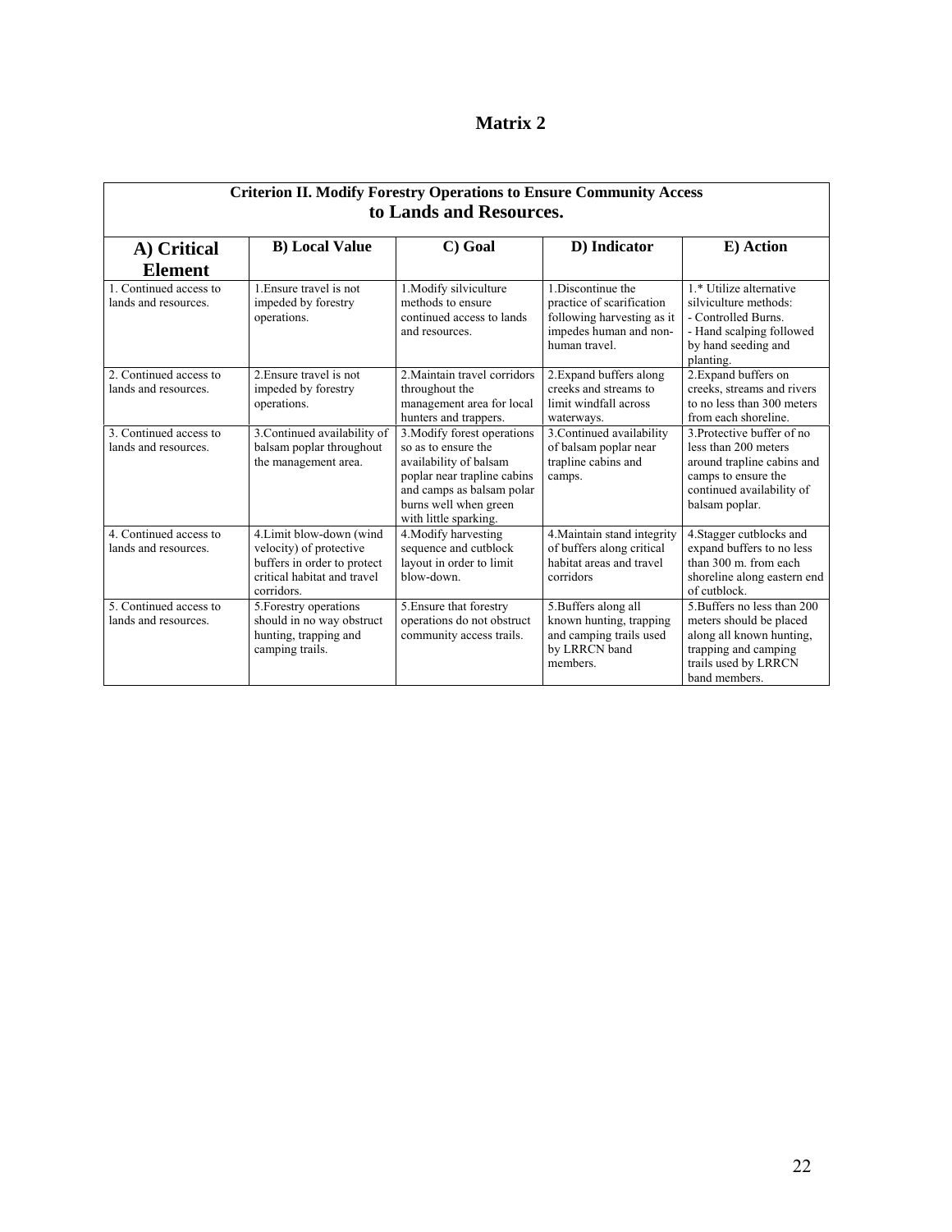# Matrix 2

| Criterion II. Modify Forestry Operations to Ensure Community Access to Lands and Resources. | | | | |
|---|---|---|---|---|
| **A) Critical Element** | **B) Local Value** | **C) Goal** | **D) Indicator** | **E) Action** |
| 1. Continued access to lands and resources. | 1.Ensure travel is not impeded by forestry operations. | 1.Modify silviculture methods to ensure continued access to lands and resources. | 1.Discontinue the practice of scarification following harvesting as it impedes human and non-human travel. | 1.* Utilize alternative silviculture methods:<br>- Controlled Burns.<br>- Hand scalping followed by hand seeding and planting. |
| 2. Continued access to lands and resources. | 2.Ensure travel is not impeded by forestry operations. | 2.Maintain travel corridors throughout the management area for local hunters and trappers. | 2.Expand buffers along creeks and streams to limit windfall across waterways. | 2.Expand buffers on creeks, streams and rivers to no less than 300 meters from each shoreline. |
| 3. Continued access to lands and resources. | 3.Continued availability of balsam poplar throughout the management area. | 3.Modify forest operations so as to ensure the availability of balsam poplar near trapline cabins and camps as balsam polar burns well when green with little sparking. | 3.Continued availability of balsam poplar near trapline cabins and camps. | 3.Protective buffer of no less than 200 meters around trapline cabins and camps to ensure the continued availability of balsam poplar. |
| 4. Continued access to lands and resources. | 4.Limit blow-down (wind velocity) of protective buffers in order to protect critical habitat and travel corridors. | 4.Modify harvesting sequence and cutblock layout in order to limit blow-down. | 4.Maintain stand integrity of buffers along critical habitat areas and travel corridors | 4.Stagger cutblocks and expand buffers to no less than 300 m. from each shoreline along eastern end of cutblock. |
| 5. Continued access to lands and resources. | 5.Forestry operations should in no way obstruct hunting, trapping and camping trails. | 5.Ensure that forestry operations do not obstruct community access trails. | 5.Buffers along all known hunting, trapping and camping trails used by LRRCN band members. | 5.Buffers no less than 200 meters should be placed along all known hunting, trapping and camping trails used by LRRCN band members. |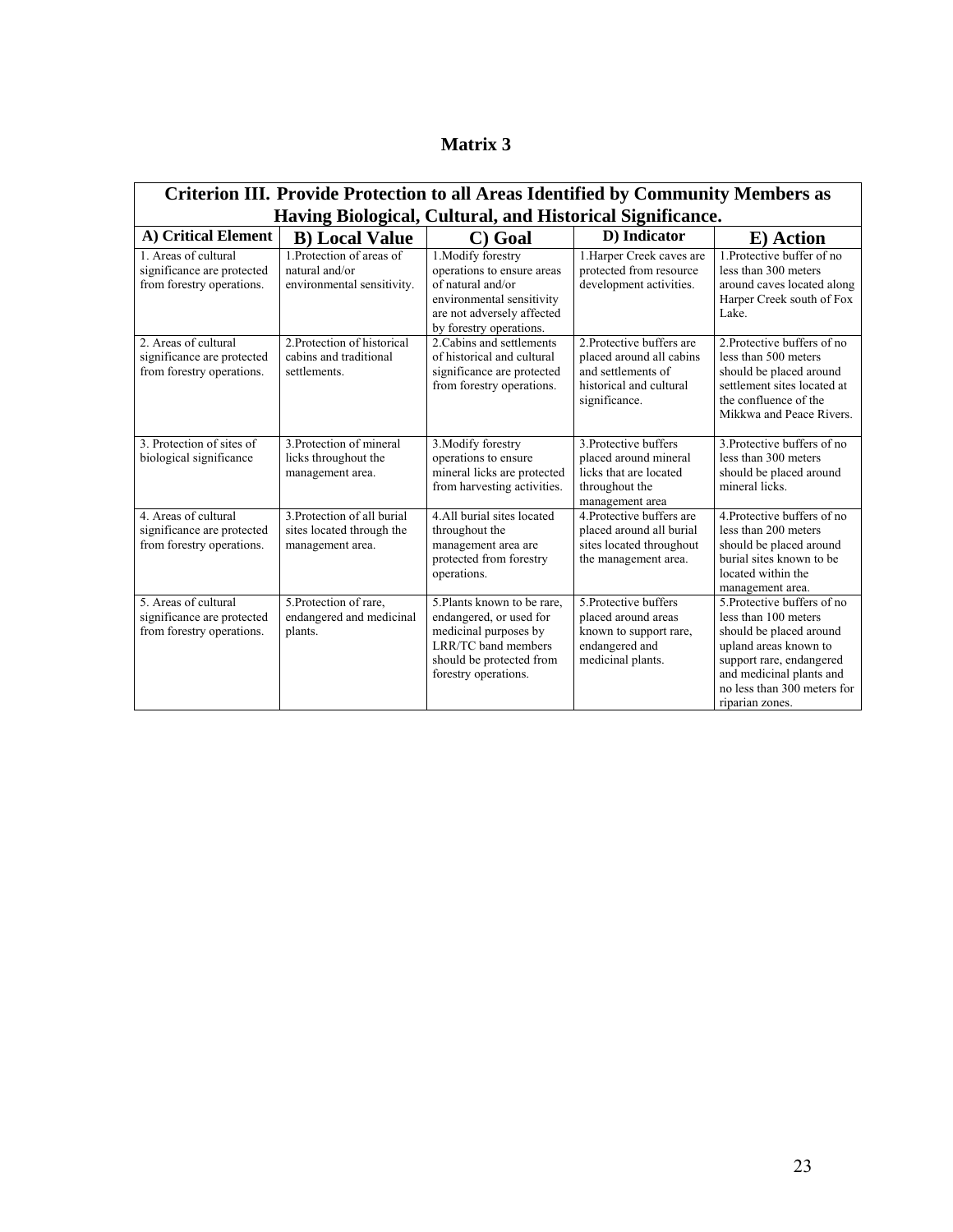# Matrix 3

| Criterion III. Provide Protection to all Areas Identified by Community Members as Having Biological, Cultural, and Historical Significance. | | | | |
|---|---|---|---|---|
| **A) Critical Element** | **B) Local Value** | **C) Goal** | **D) Indicator** | **E) Action** |
| 1. Areas of cultural significance are protected from forestry operations. | 1.Protection of areas of natural and/or environmental sensitivity. | 1.Modify forestry operations to ensure areas of natural and/or environmental sensitivity are not adversely affected by forestry operations. | 1.Harper Creek caves are protected from resource development activities. | 1.Protective buffer of no less than 300 meters around caves located along Harper Creek south of Fox Lake. |
| 2. Areas of cultural significance are protected from forestry operations. | 2.Protection of historical cabins and traditional settlements. | 2.Cabins and settlements of historical and cultural significance are protected from forestry operations. | 2.Protective buffers are placed around all cabins and settlements of historical and cultural significance. | 2.Protective buffers of no less than 500 meters should be placed around settlement sites located at the confluence of the Mikkwa and Peace Rivers. |
| 3. Protection of sites of biological significance | 3.Protection of mineral licks throughout the management area. | 3.Modify forestry operations to ensure mineral licks are protected from harvesting activities. | 3.Protective buffers placed around mineral licks that are located throughout the management area | 3.Protective buffers of no less than 300 meters should be placed around mineral licks. |
| 4. Areas of cultural significance are protected from forestry operations. | 3.Protection of all burial sites located through the management area. | 4.All burial sites located throughout the management area are protected from forestry operations. | 4.Protective buffers are placed around all burial sites located throughout the management area. | 4.Protective buffers of no less than 200 meters should be placed around burial sites known to be located within the management area. |
| 5. Areas of cultural significance are protected from forestry operations. | 5.Protection of rare, endangered and medicinal plants. | 5.Plants known to be rare, endangered, or used for medicinal purposes by LRR/TC band members should be protected from forestry operations. | 5.Protective buffers placed around areas known to support rare, endangered and medicinal plants. | 5.Protective buffers of no less than 100 meters should be placed around upland areas known to support rare, endangered and medicinal plants and no less than 300 meters for riparian zones. |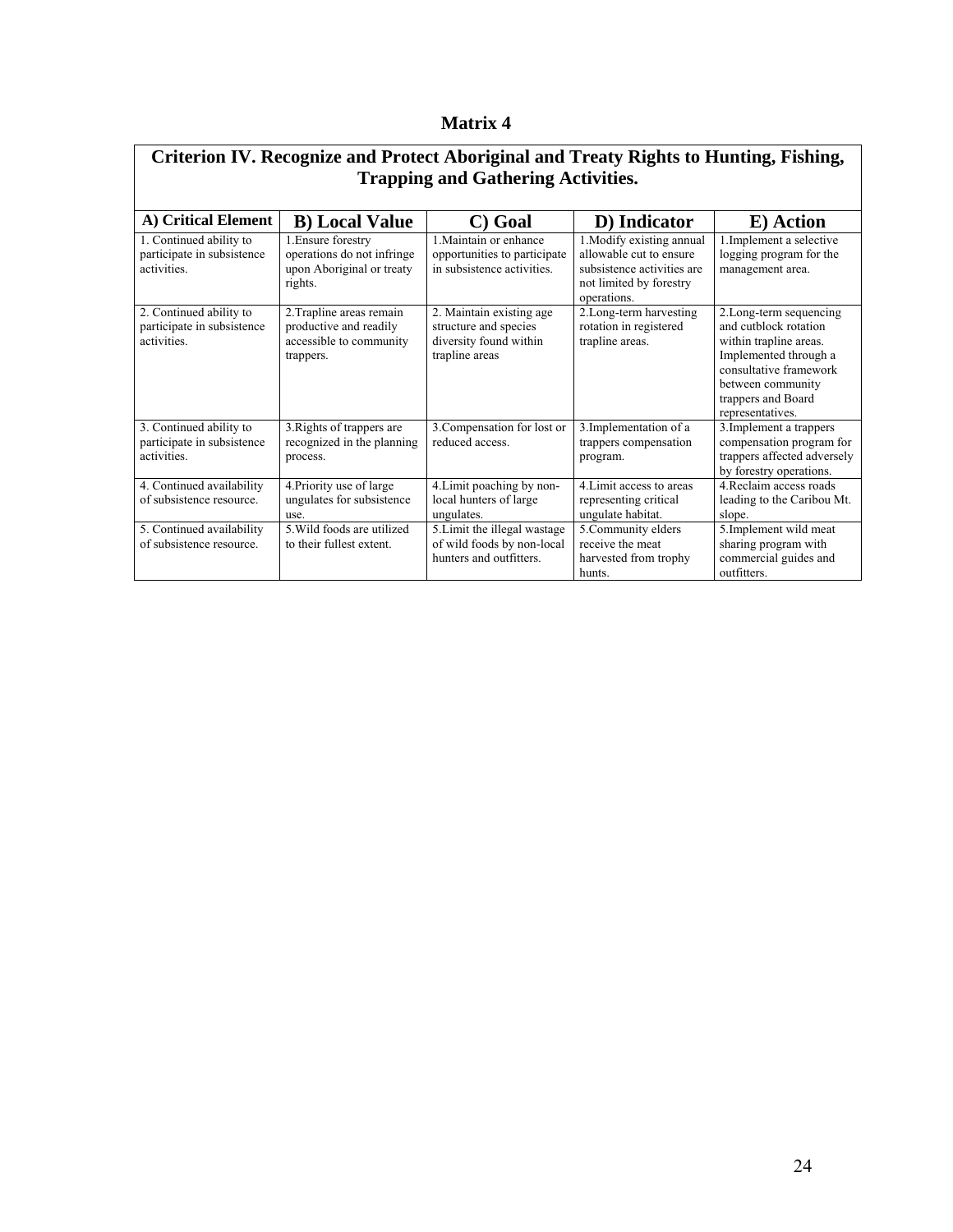# Matrix 4

| Criterion IV. Recognize and Protect Aboriginal and Treaty Rights to Hunting, Fishing, Trapping and Gathering Activities. | | | | |
|---|---|---|---|---|
| **A) Critical Element** | **B) Local Value** | **C) Goal** | **D) Indicator** | **E) Action** |
| 1. Continued ability to participate in subsistence activities. | 1.Ensure forestry operations do not infringe upon Aboriginal or treaty rights. | 1.Maintain or enhance opportunities to participate in subsistence activities. | 1.Modify existing annual allowable cut to ensure subsistence activities are not limited by forestry operations. | 1.Implement a selective logging program for the management area. |
| 2. Continued ability to participate in subsistence activities. | 2.Trapline areas remain productive and readily accessible to community trappers. | 2. Maintain existing age structure and species diversity found within trapline areas | 2.Long-term harvesting rotation in registered trapline areas. | 2.Long-term sequencing and cutblock rotation within trapline areas. Implemented through a consultative framework between community trappers and Board representatives. |
| 3. Continued ability to participate in subsistence activities. | 3.Rights of trappers are recognized in the planning process. | 3.Compensation for lost or reduced access. | 3.Implementation of a trappers compensation program. | 3.Implement a trappers compensation program for trappers affected adversely by forestry operations. |
| 4. Continued availability of subsistence resource. | 4.Priority use of large ungulates for subsistence use. | 4.Limit poaching by non-local hunters of large ungulates. | 4.Limit access to areas representing critical ungulate habitat. | 4.Reclaim access roads leading to the Caribou Mt. slope. |
| 5. Continued availability of subsistence resource. | 5.Wild foods are utilized to their fullest extent. | 5.Limit the illegal wastage of wild foods by non-local hunters and outfitters. | 5.Community elders receive the meat harvested from trophy hunts. | 5.Implement wild meat sharing program with commercial guides and outfitters. |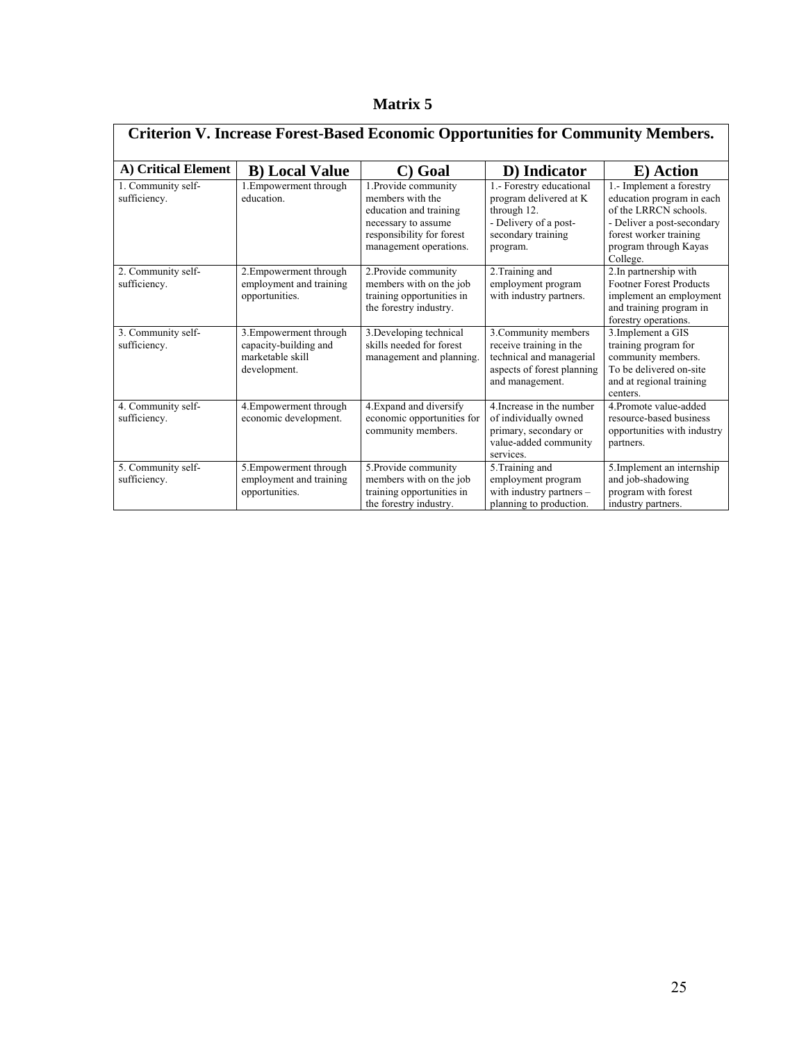# Matrix 5

| Criterion V. Increase Forest-Based Economic Opportunities for Community Members. | | | | |
|---|---|---|---|---|
| **A) Critical Element** | **B) Local Value** | **C) Goal** | **D) Indicator** | **E) Action** |
| 1. Community self-sufficiency. | 1.Empowerment through education. | 1.Provide community members with the education and training necessary to assume responsibility for forest management operations. | 1.- Forestry educational program delivered at K through 12.<br>- Delivery of a post-secondary training program. | 1.- Implement a forestry education program in each of the LRRCN schools.<br>- Deliver a post-secondary forest worker training program through Kayas College. |
| 2. Community self-sufficiency. | 2.Empowerment through employment and training opportunities. | 2.Provide community members with on the job training opportunities in the forestry industry. | 2.Training and employment program with industry partners. | 2.In partnership with Footner Forest Products implement an employment and training program in forestry operations. |
| 3. Community self-sufficiency. | 3.Empowerment through capacity-building and marketable skill development. | 3.Developing technical skills needed for forest management and planning. | 3.Community members receive training in the technical and managerial aspects of forest planning and management. | 3.Implement a GIS training program for community members. To be delivered on-site and at regional training centers. |
| 4. Community self-sufficiency. | 4.Empowerment through economic development. | 4.Expand and diversify economic opportunities for community members. | 4.Increase in the number of individually owned primary, secondary or value-added community services. | 4.Promote value-added resource-based business opportunities with industry partners. |
| 5. Community self-sufficiency. | 5.Empowerment through employment and training opportunities. | 5.Provide community members with on the job training opportunities in the forestry industry. | 5.Training and employment program with industry partners – planning to production. | 5.Implement an internship and job-shadowing program with forest industry partners. |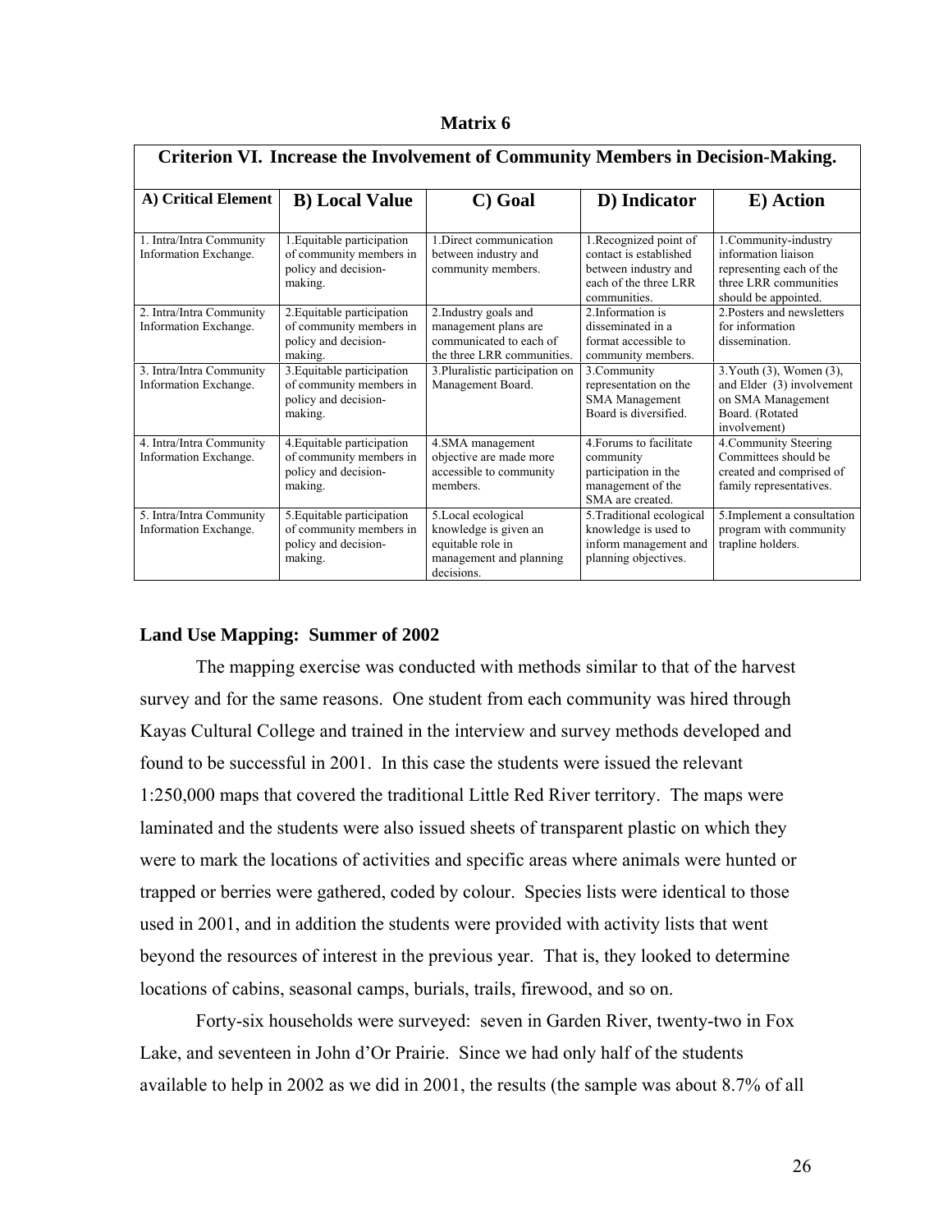**Matrix 6**

| Criterion VI. Increase the Involvement of Community Members in Decision-Making. | | | | |
|---|---|---|---|---|
| **A) Critical Element** | **B) Local Value** | **C) Goal** | **D) Indicator** | **E) Action** |
| 1. Intra/Intra Community Information Exchange. | 1.Equitable participation of community members in policy and decision-making. | 1.Direct communication between industry and community members. | 1.Recognized point of contact is established between industry and each of the three LRR communities. | 1.Community-industry information liaison representing each of the three LRR communities should be appointed. |
| 2. Intra/Intra Community Information Exchange. | 2.Equitable participation of community members in policy and decision-making. | 2.Industry goals and management plans are communicated to each of the three LRR communities. | 2.Information is disseminated in a format accessible to community members. | 2.Posters and newsletters for information dissemination. |
| 3. Intra/Intra Community Information Exchange. | 3.Equitable participation of community members in policy and decision-making. | 3.Pluralistic participation on Management Board. | 3.Community representation on the SMA Management Board is diversified. | 3.Youth (3), Women (3), and Elder (3) involvement on SMA Management Board. (Rotated involvement) |
| 4. Intra/Intra Community Information Exchange. | 4.Equitable participation of community members in policy and decision-making. | 4.SMA management objective are made more accessible to community members. | 4.Forums to facilitate community participation in the management of the SMA are created. | 4.Community Steering Committees should be created and comprised of family representatives. |
| 5. Intra/Intra Community Information Exchange. | 5.Equitable participation of community members in policy and decision-making. | 5.Local ecological knowledge is given an equitable role in management and planning decisions. | 5.Traditional ecological knowledge is used to inform management and planning objectives. | 5.Implement a consultation program with community trapline holders. |

### Land Use Mapping: Summer of 2002

The mapping exercise was conducted with methods similar to that of the harvest survey and for the same reasons. One student from each community was hired through Kayas Cultural College and trained in the interview and survey methods developed and found to be successful in 2001. In this case the students were issued the relevant 1:250,000 maps that covered the traditional Little Red River territory. The maps were laminated and the students were also issued sheets of transparent plastic on which they were to mark the locations of activities and specific areas where animals were hunted or trapped or berries were gathered, coded by colour. Species lists were identical to those used in 2001, and in addition the students were provided with activity lists that went beyond the resources of interest in the previous year. That is, they looked to determine locations of cabins, seasonal camps, burials, trails, firewood, and so on.

Forty-six households were surveyed: seven in Garden River, twenty-two in Fox Lake, and seventeen in John d'Or Prairie. Since we had only half of the students available to help in 2002 as we did in 2001, the results (the sample was about 8.7% of all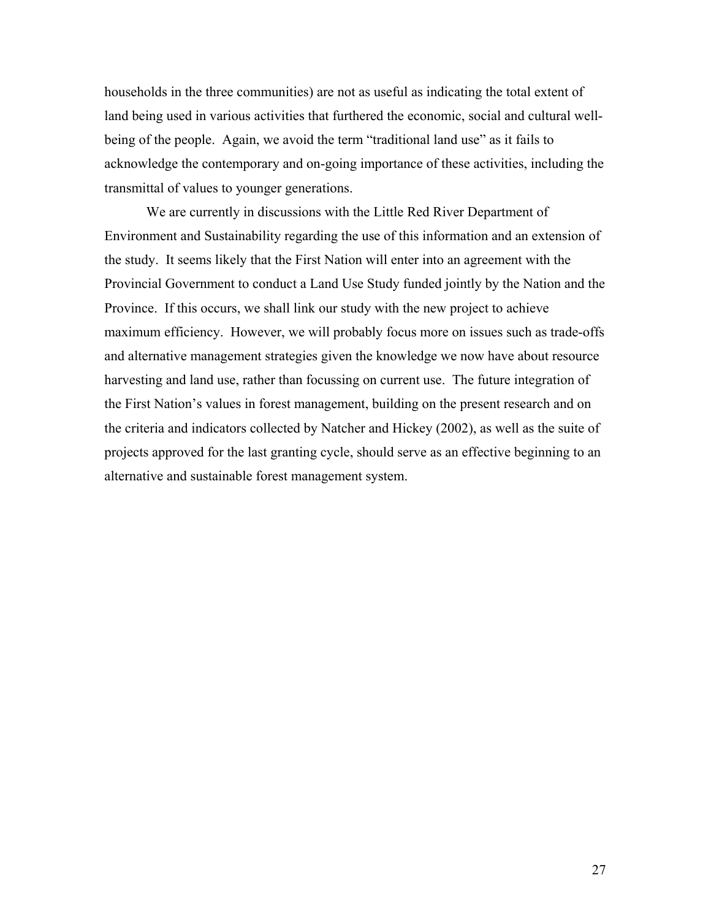households in the three communities) are not as useful as indicating the total extent of land being used in various activities that furthered the economic, social and cultural well-being of the people. Again, we avoid the term "traditional land use" as it fails to acknowledge the contemporary and on-going importance of these activities, including the transmittal of values to younger generations.

We are currently in discussions with the Little Red River Department of Environment and Sustainability regarding the use of this information and an extension of the study. It seems likely that the First Nation will enter into an agreement with the Provincial Government to conduct a Land Use Study funded jointly by the Nation and the Province. If this occurs, we shall link our study with the new project to achieve maximum efficiency. However, we will probably focus more on issues such as trade-offs and alternative management strategies given the knowledge we now have about resource harvesting and land use, rather than focussing on current use. The future integration of the First Nation's values in forest management, building on the present research and on the criteria and indicators collected by Natcher and Hickey (2002), as well as the suite of projects approved for the last granting cycle, should serve as an effective beginning to an alternative and sustainable forest management system.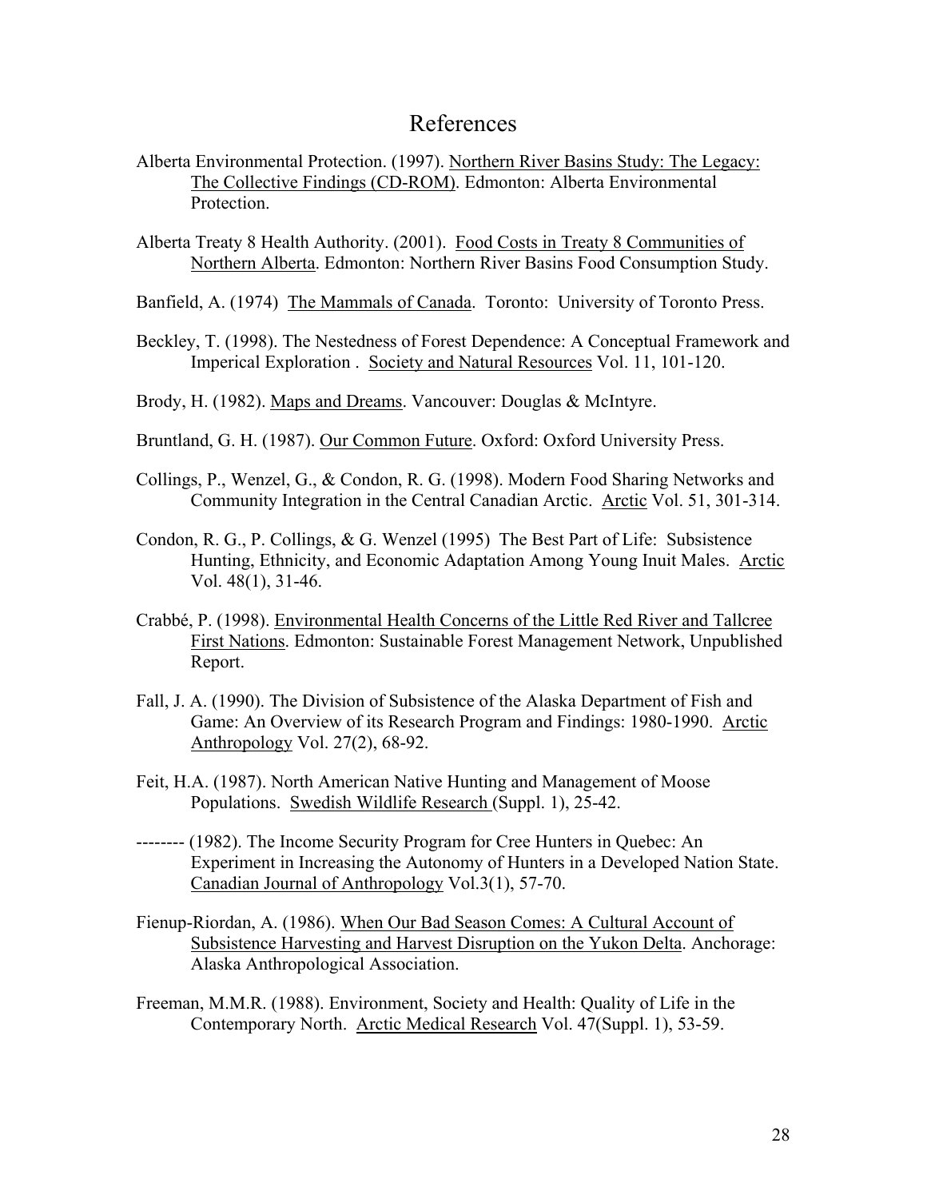# References

Alberta Environmental Protection. (1997). Northern River Basins Study: The Legacy: The Collective Findings (CD-ROM). Edmonton: Alberta Environmental Protection.

Alberta Treaty 8 Health Authority. (2001). Food Costs in Treaty 8 Communities of Northern Alberta. Edmonton: Northern River Basins Food Consumption Study.

Banfield, A. (1974) The Mammals of Canada. Toronto: University of Toronto Press.

Beckley, T. (1998). The Nestedness of Forest Dependence: A Conceptual Framework and Imperical Exploration . Society and Natural Resources Vol. 11, 101-120.

Brody, H. (1982). Maps and Dreams. Vancouver: Douglas & McIntyre.

Bruntland, G. H. (1987). Our Common Future. Oxford: Oxford University Press.

Collings, P., Wenzel, G., & Condon, R. G. (1998). Modern Food Sharing Networks and Community Integration in the Central Canadian Arctic. Arctic Vol. 51, 301-314.

Condon, R. G., P. Collings, & G. Wenzel (1995) The Best Part of Life: Subsistence Hunting, Ethnicity, and Economic Adaptation Among Young Inuit Males. Arctic Vol. 48(1), 31-46.

Crabbé, P. (1998). Environmental Health Concerns of the Little Red River and Tallcree First Nations. Edmonton: Sustainable Forest Management Network, Unpublished Report.

Fall, J. A. (1990). The Division of Subsistence of the Alaska Department of Fish and Game: An Overview of its Research Program and Findings: 1980-1990. Arctic Anthropology Vol. 27(2), 68-92.

Feit, H.A. (1987). North American Native Hunting and Management of Moose Populations. Swedish Wildlife Research (Suppl. 1), 25-42.

-------- (1982). The Income Security Program for Cree Hunters in Quebec: An Experiment in Increasing the Autonomy of Hunters in a Developed Nation State. Canadian Journal of Anthropology Vol.3(1), 57-70.

Fienup-Riordan, A. (1986). When Our Bad Season Comes: A Cultural Account of Subsistence Harvesting and Harvest Disruption on the Yukon Delta. Anchorage: Alaska Anthropological Association.

Freeman, M.M.R. (1988). Environment, Society and Health: Quality of Life in the Contemporary North. Arctic Medical Research Vol. 47(Suppl. 1), 53-59.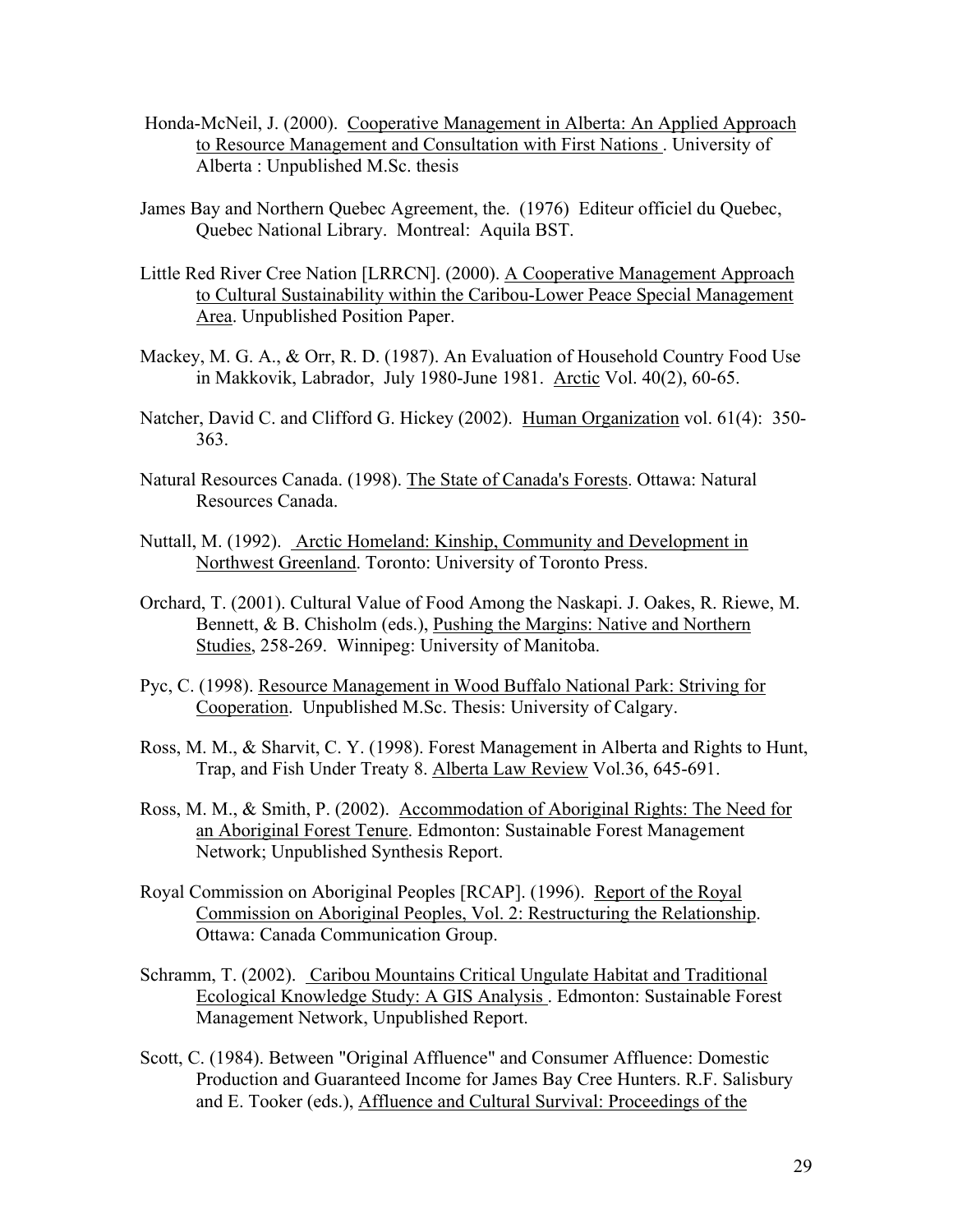Honda-McNeil, J. (2000). Cooperative Management in Alberta: An Applied Approach to Resource Management and Consultation with First Nations . University of Alberta : Unpublished M.Sc. thesis

James Bay and Northern Quebec Agreement, the. (1976) Editeur officiel du Quebec, Quebec National Library. Montreal: Aquila BST.

Little Red River Cree Nation [LRRCN]. (2000). A Cooperative Management Approach to Cultural Sustainability within the Caribou-Lower Peace Special Management Area. Unpublished Position Paper.

Mackey, M. G. A., & Orr, R. D. (1987). An Evaluation of Household Country Food Use in Makkovik, Labrador, July 1980-June 1981. Arctic Vol. 40(2), 60-65.

Natcher, David C. and Clifford G. Hickey (2002). Human Organization vol. 61(4): 350-363.

Natural Resources Canada. (1998). The State of Canada's Forests. Ottawa: Natural Resources Canada.

Nuttall, M. (1992). Arctic Homeland: Kinship, Community and Development in Northwest Greenland. Toronto: University of Toronto Press.

Orchard, T. (2001). Cultural Value of Food Among the Naskapi. J. Oakes, R. Riewe, M. Bennett, & B. Chisholm (eds.), Pushing the Margins: Native and Northern Studies, 258-269. Winnipeg: University of Manitoba.

Pyc, C. (1998). Resource Management in Wood Buffalo National Park: Striving for Cooperation. Unpublished M.Sc. Thesis: University of Calgary.

Ross, M. M., & Sharvit, C. Y. (1998). Forest Management in Alberta and Rights to Hunt, Trap, and Fish Under Treaty 8. Alberta Law Review Vol.36, 645-691.

Ross, M. M., & Smith, P. (2002). Accommodation of Aboriginal Rights: The Need for an Aboriginal Forest Tenure. Edmonton: Sustainable Forest Management Network; Unpublished Synthesis Report.

Royal Commission on Aboriginal Peoples [RCAP]. (1996). Report of the Royal Commission on Aboriginal Peoples, Vol. 2: Restructuring the Relationship. Ottawa: Canada Communication Group.

Schramm, T. (2002). Caribou Mountains Critical Ungulate Habitat and Traditional Ecological Knowledge Study: A GIS Analysis . Edmonton: Sustainable Forest Management Network, Unpublished Report.

Scott, C. (1984). Between "Original Affluence" and Consumer Affluence: Domestic Production and Guaranteed Income for James Bay Cree Hunters. R.F. Salisbury and E. Tooker (eds.), Affluence and Cultural Survival: Proceedings of the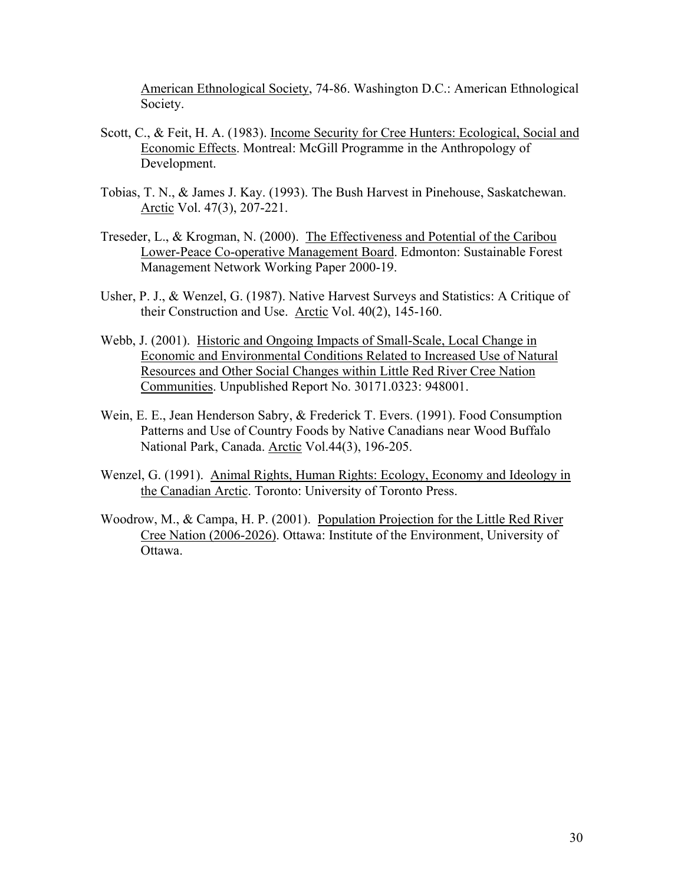American Ethnological Society, 74-86. Washington D.C.: American Ethnological Society.

Scott, C., & Feit, H. A. (1983). Income Security for Cree Hunters: Ecological, Social and Economic Effects. Montreal: McGill Programme in the Anthropology of Development.

Tobias, T. N., & James J. Kay. (1993). The Bush Harvest in Pinehouse, Saskatchewan. Arctic Vol. 47(3), 207-221.

Treseder, L., & Krogman, N. (2000). The Effectiveness and Potential of the Caribou Lower-Peace Co-operative Management Board. Edmonton: Sustainable Forest Management Network Working Paper 2000-19.

Usher, P. J., & Wenzel, G. (1987). Native Harvest Surveys and Statistics: A Critique of their Construction and Use. Arctic Vol. 40(2), 145-160.

Webb, J. (2001). Historic and Ongoing Impacts of Small-Scale, Local Change in Economic and Environmental Conditions Related to Increased Use of Natural Resources and Other Social Changes within Little Red River Cree Nation Communities. Unpublished Report No. 30171.0323: 948001.

Wein, E. E., Jean Henderson Sabry, & Frederick T. Evers. (1991). Food Consumption Patterns and Use of Country Foods by Native Canadians near Wood Buffalo National Park, Canada. Arctic Vol.44(3), 196-205.

Wenzel, G. (1991). Animal Rights, Human Rights: Ecology, Economy and Ideology in the Canadian Arctic. Toronto: University of Toronto Press.

Woodrow, M., & Campa, H. P. (2001). Population Projection for the Little Red River Cree Nation (2006-2026). Ottawa: Institute of the Environment, University of Ottawa.